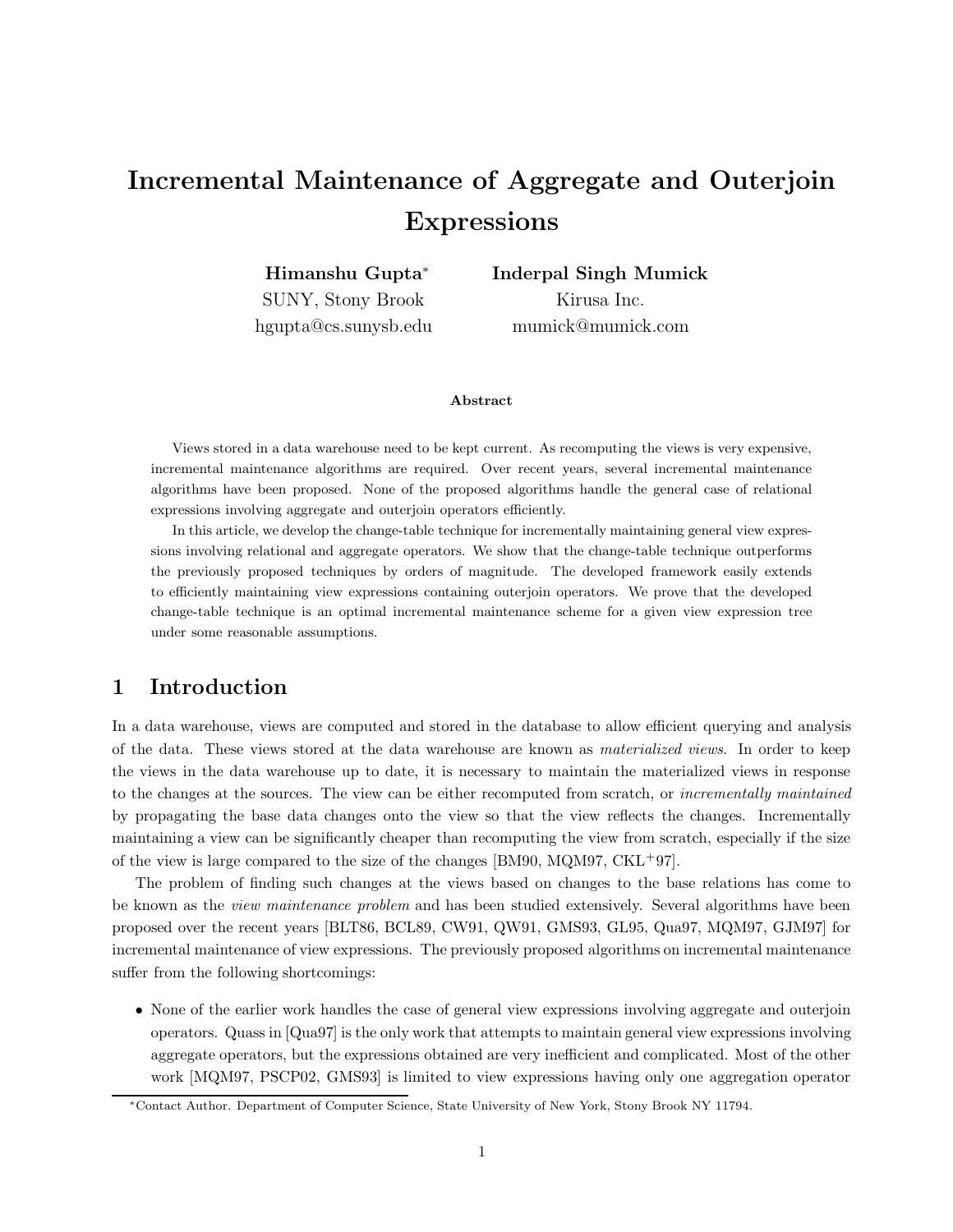# Incremental Maintenance of Aggregate and Outerjoin Expressions

**Himanshu Gupta***
SUNY, Stony Brook
hgupta@cs.sunysb.edu

**Inderpal Singh Mumick**
Kirusa Inc.
mumick@mumick.com

### Abstract

Views stored in a data warehouse need to be kept current. As recomputing the views is very expensive, incremental maintenance algorithms are required. Over recent years, several incremental maintenance algorithms have been proposed. None of the proposed algorithms handle the general case of relational expressions involving aggregate and outerjoin operators efficiently.

In this article, we develop the change-table technique for incrementally maintaining general view expressions involving relational and aggregate operators. We show that the change-table technique outperforms the previously proposed techniques by orders of magnitude. The developed framework easily extends to efficiently maintaining view expressions containing outerjoin operators. We prove that the developed change-table technique is an optimal incremental maintenance scheme for a given view expression tree under some reasonable assumptions.

## 1 Introduction

In a data warehouse, views are computed and stored in the database to allow efficient querying and analysis of the data. These views stored at the data warehouse are known as *materialized views*. In order to keep the views in the data warehouse up to date, it is necessary to maintain the materialized views in response to the changes at the sources. The view can be either recomputed from scratch, or *incrementally maintained* by propagating the base data changes onto the view so that the view reflects the changes. Incrementally maintaining a view can be significantly cheaper than recomputing the view from scratch, especially if the size of the view is large compared to the size of the changes [BM90, MQM97, CKL+97].

The problem of finding such changes at the views based on changes to the base relations has come to be known as the *view maintenance problem* and has been studied extensively. Several algorithms have been proposed over the recent years [BLT86, BCL89, CW91, QW91, GMS93, GL95, Qua97, MQM97, GJM97] for incremental maintenance of view expressions. The previously proposed algorithms on incremental maintenance suffer from the following shortcomings:

- None of the earlier work handles the case of general view expressions involving aggregate and outerjoin operators. Quass in [Qua97] is the only work that attempts to maintain general view expressions involving aggregate operators, but the expressions obtained are very inefficient and complicated. Most of the other work [MQM97, PSCP02, GMS93] is limited to view expressions having only one aggregation operator

*Contact Author. Department of Computer Science, State University of New York, Stony Brook NY 11794.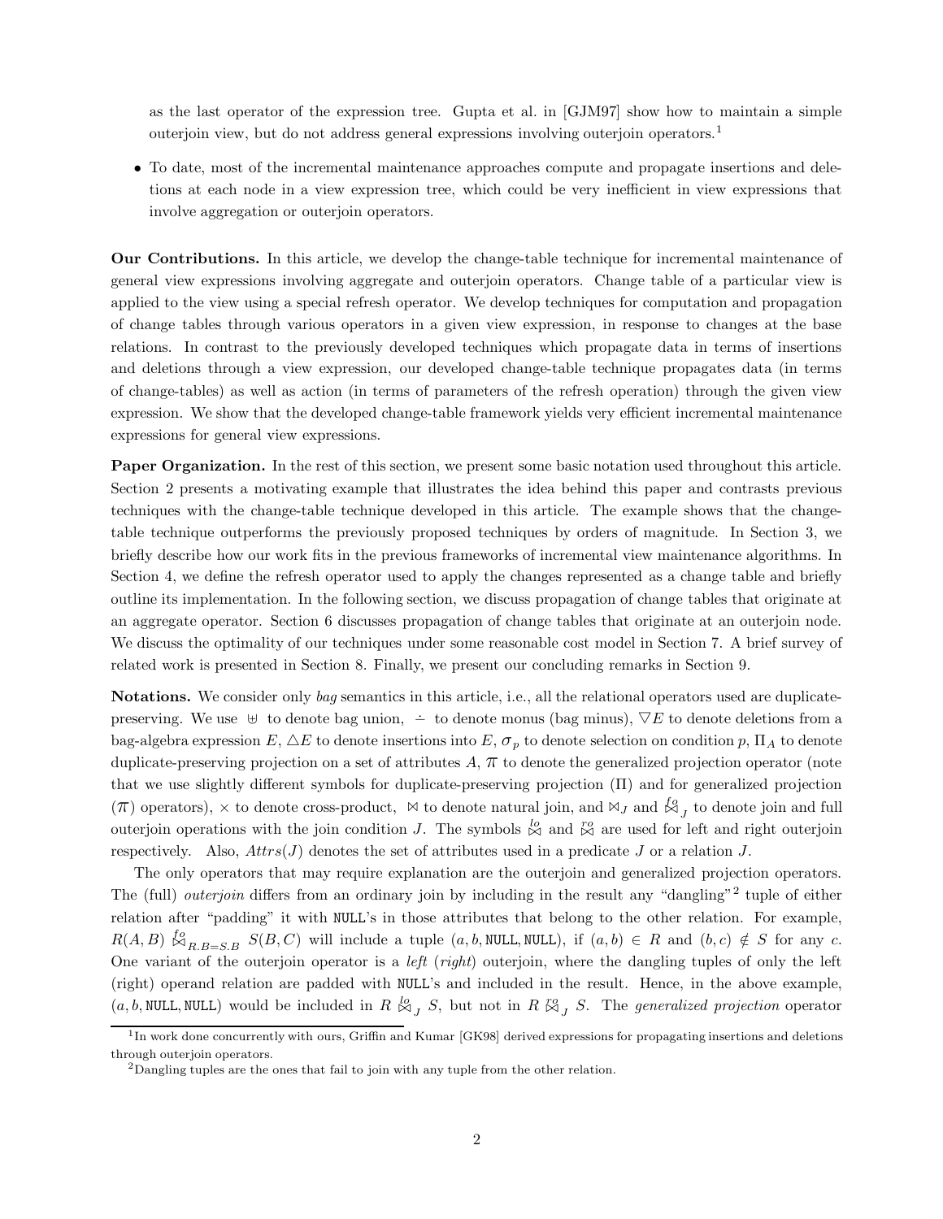as the last operator of the expression tree. Gupta et al. in [GJM97] show how to maintain a simple outerjoin view, but do not address general expressions involving outerjoin operators.[1]

- To date, most of the incremental maintenance approaches compute and propagate insertions and deletions at each node in a view expression tree, which could be very inefficient in view expressions that involve aggregation or outerjoin operators.

**Our Contributions.** In this article, we develop the change-table technique for incremental maintenance of general view expressions involving aggregate and outerjoin operators. Change table of a particular view is applied to the view using a special refresh operator. We develop techniques for computation and propagation of change tables through various operators in a given view expression, in response to changes at the base relations. In contrast to the previously developed techniques which propagate data in terms of insertions and deletions through a view expression, our developed change-table technique propagates data (in terms of change-tables) as well as action (in terms of parameters of the refresh operation) through the given view expression. We show that the developed change-table framework yields very efficient incremental maintenance expressions for general view expressions.

**Paper Organization.** In the rest of this section, we present some basic notation used throughout this article. Section 2 presents a motivating example that illustrates the idea behind this paper and contrasts previous techniques with the change-table technique developed in this article. The example shows that the change-table technique outperforms the previously proposed techniques by orders of magnitude. In Section 3, we briefly describe how our work fits in the previous frameworks of incremental view maintenance algorithms. In Section 4, we define the refresh operator used to apply the changes represented as a change table and briefly outline its implementation. In the following section, we discuss propagation of change tables that originate at an aggregate operator. Section 6 discusses propagation of change tables that originate at an outerjoin node. We discuss the optimality of our techniques under some reasonable cost model in Section 7. A brief survey of related work is presented in Section 8. Finally, we present our concluding remarks in Section 9.

**Notations.** We consider only *bag* semantics in this article, i.e., all the relational operators used are duplicate-preserving. We use $\uplus$ to denote bag union, $\dot{-}$ to denote monus (bag minus), $\bigtriangledown E$ to denote deletions from a bag-algebra expression $E$, $\bigtriangleup E$ to denote insertions into $E$, $\sigma_p$ to denote selection on condition $p$, $\Pi_A$ to denote duplicate-preserving projection on a set of attributes $A$, $\pi$ to denote the generalized projection operator (note that we use slightly different symbols for duplicate-preserving projection ($\Pi$) and for generalized projection ($\pi$) operators), $\times$ to denote cross-product, $\bowtie$ to denote natural join, and $\bowtie_J$ and $\overset{fo}{\bowtie}_J$ to denote join and full outerjoin operations with the join condition $J$. The symbols $\overset{lo}{\bowtie}$ and $\overset{ro}{\bowtie}$ are used for left and right outerjoin respectively. Also, $Attrs(J)$ denotes the set of attributes used in a predicate $J$ or a relation $J$.

The only operators that may require explanation are the outerjoin and generalized projection operators. The (full) *outerjoin* differs from an ordinary join by including in the result any "dangling"[2] tuple of either relation after "padding" it with NULL's in those attributes that belong to the other relation. For example, $R(A,B) \overset{fo}{\bowtie}_{R.B=S.B} S(B,C)$ will include a tuple $(a, b, \texttt{NULL}, \texttt{NULL})$, if $(a,b) \in R$ and $(b,c) \notin S$ for any $c$. One variant of the outerjoin operator is a *left* (*right*) outerjoin, where the dangling tuples of only the left (right) operand relation are padded with NULL's and included in the result. Hence, in the above example, $(a, b, \texttt{NULL}, \texttt{NULL})$ would be included in $R \overset{lo}{\bowtie}_J S$, but not in $R \overset{ro}{\bowtie}_J S$. The *generalized projection* operator

[1] In work done concurrently with ours, Griffin and Kumar [GK98] derived expressions for propagating insertions and deletions through outerjoin operators.

[2] Dangling tuples are the ones that fail to join with any tuple from the other relation.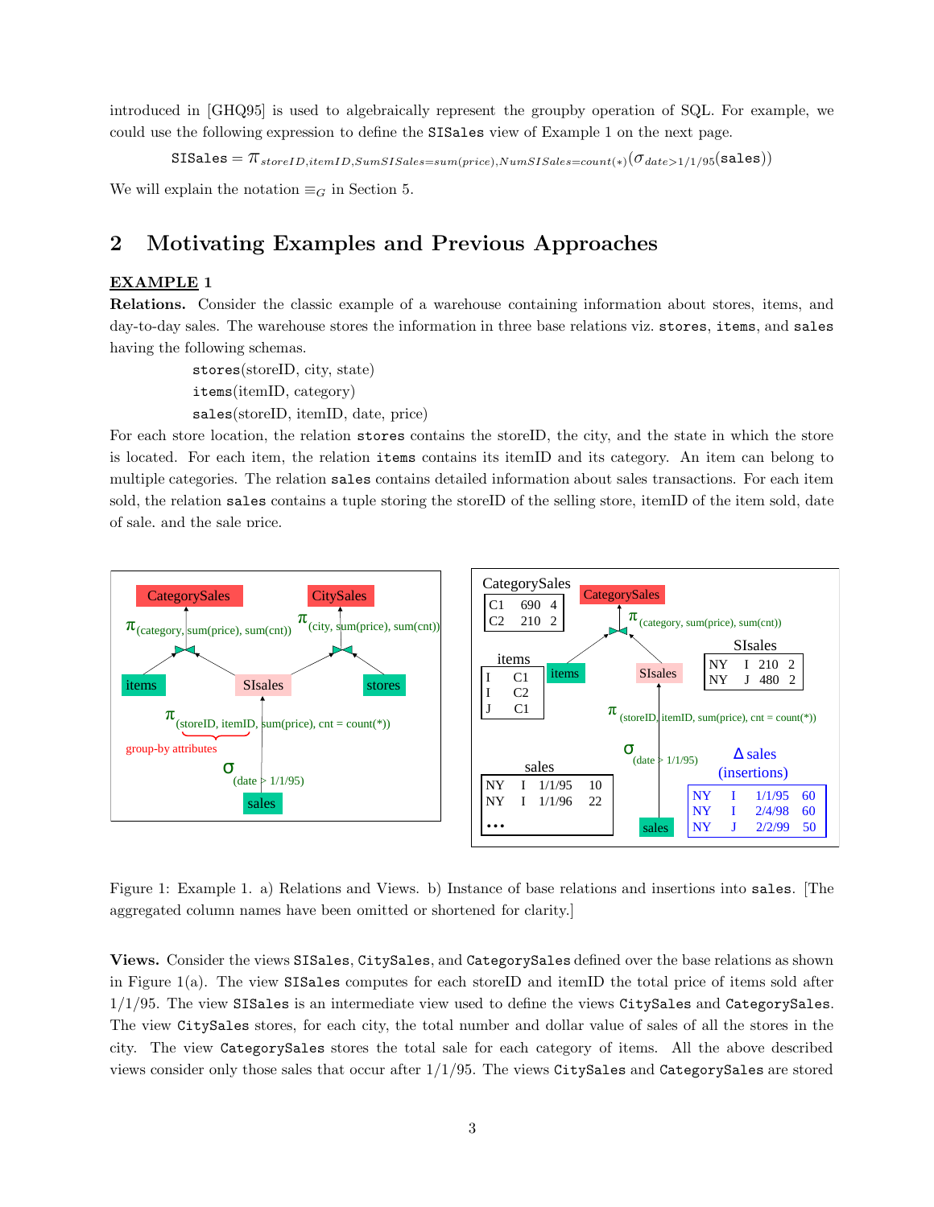introduced in [GHQ95] is used to algebraically represent the groupby operation of SQL. For example, we could use the following expression to define the SISales view of Example 1 on the next page.

$$\texttt{SISales} = \pi_{storeID,itemID,SumSISales=sum(price),NumSISales=count(*)}(\sigma_{date>1/1/95}(\texttt{sales}))$$

We will explain the notation $\equiv_G$ in Section 5.

## 2 Motivating Examples and Previous Approaches

**EXAMPLE 1**

**Relations.** Consider the classic example of a warehouse containing information about stores, items, and day-to-day sales. The warehouse stores the information in three base relations viz. stores, items, and sales having the following schemas.

stores(storeID, city, state)
items(itemID, category)
sales(storeID, itemID, date, price)

For each store location, the relation stores contains the storeID, the city, and the state in which the store is located. For each item, the relation items contains its itemID and its category. An item can belong to multiple categories. The relation sales contains detailed information about sales transactions. For each item sold, the relation sales contains a tuple storing the storeID of the selling store, itemID of the item sold, date of sale, and the sale price.

CategorySales
CitySales
$\pi$ (category, sum(price), sum(cnt))
$\pi$ (city, sum(price), sum(cnt))
items
SIsales
stores
$\pi$ (storeID, itemID, sum(price), cnt = count(*))
group-by attributes
$\sigma$ (date > 1/1/95)
sales

CategorySales
C1 690 4
C2 210 2
CategorySales
$\pi$ (category, sum(price), sum(cnt))
items
I C1
I C2
J C1
items
SIsales
SIsales
NY I 210 2
NY J 480 2
$\pi$ (storeID, itemID, sum(price), cnt = count(*))
$\sigma$ (date > 1/1/95)
sales
NY I 1/1/95 10
NY I 1/1/96 22
...
sales
$\Delta$ sales (insertions)
NY I 1/1/95 60
NY I 2/4/98 60
NY J 2/2/99 50

Figure 1: Example 1. a) Relations and Views. b) Instance of base relations and insertions into sales. [The aggregated column names have been omitted or shortened for clarity.]

**Views.** Consider the views SISales, CitySales, and CategorySales defined over the base relations as shown in Figure 1(a). The view SISales computes for each storeID and itemID the total price of items sold after 1/1/95. The view SISales is an intermediate view used to define the views CitySales and CategorySales. The view CitySales stores, for each city, the total number and dollar value of sales of all the stores in the city. The view CategorySales stores the total sale for each category of items. All the above described views consider only those sales that occur after 1/1/95. The views CitySales and CategorySales are stored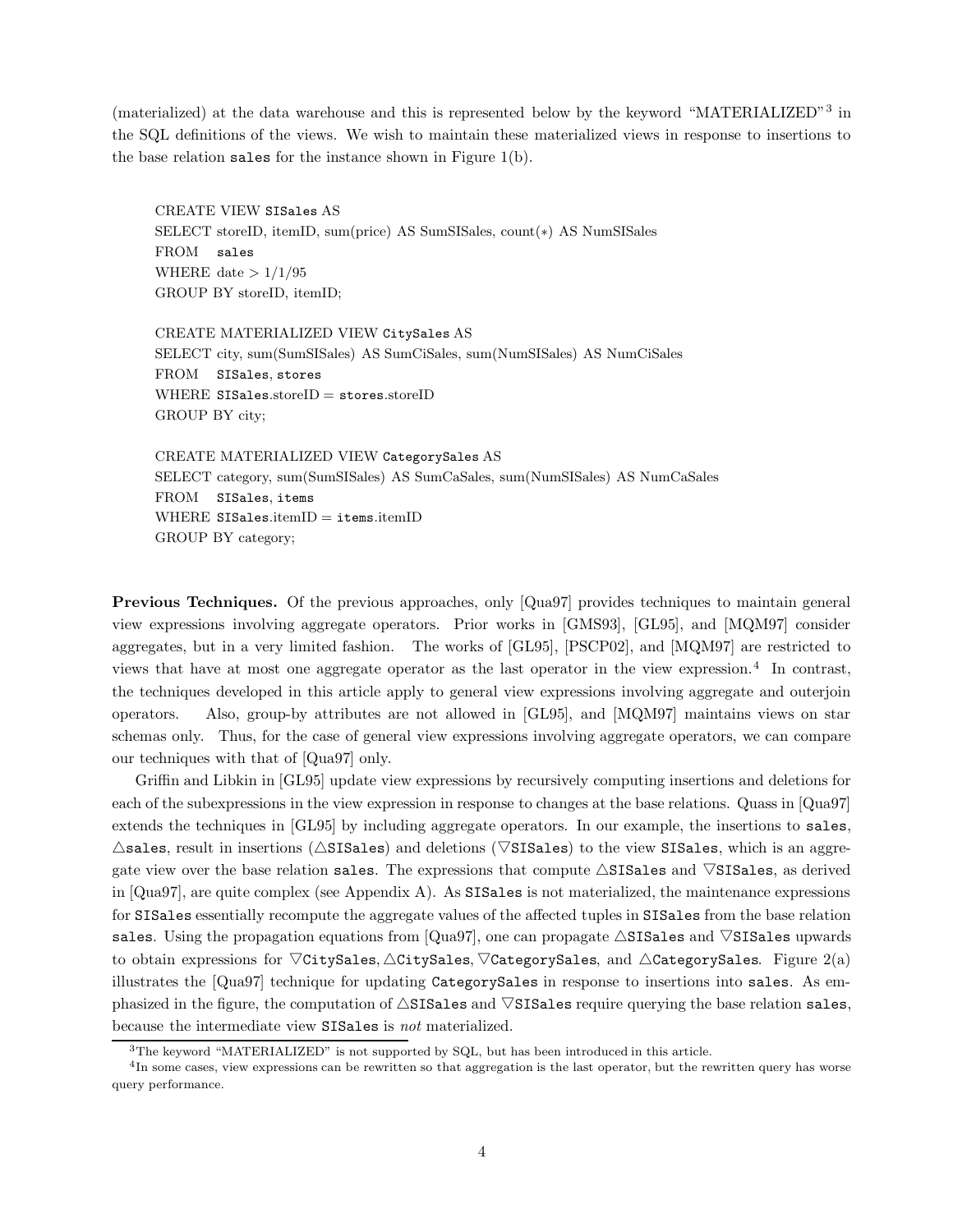(materialized) at the data warehouse and this is represented below by the keyword "MATERIALIZED"[3] in the SQL definitions of the views. We wish to maintain these materialized views in response to insertions to the base relation `sales` for the instance shown in Figure 1(b).

```
CREATE VIEW SISales AS
SELECT storeID, itemID, sum(price) AS SumSISales, count(*) AS NumSISales
FROM   sales
WHERE  date > 1/1/95
GROUP BY storeID, itemID;

CREATE MATERIALIZED VIEW CitySales AS
SELECT city, sum(SumSISales) AS SumCiSales, sum(NumSISales) AS NumCiSales
FROM   SISales, stores
WHERE  SISales.storeID = stores.storeID
GROUP BY city;

CREATE MATERIALIZED VIEW CategorySales AS
SELECT category, sum(SumSISales) AS SumCaSales, sum(NumSISales) AS NumCaSales
FROM   SISales, items
WHERE  SISales.itemID = items.itemID
GROUP BY category;
```

**Previous Techniques.** Of the previous approaches, only [Qua97] provides techniques to maintain general view expressions involving aggregate operators. Prior works in [GMS93], [GL95], and [MQM97] consider aggregates, but in a very limited fashion. The works of [GL95], [PSCP02], and [MQM97] are restricted to views that have at most one aggregate operator as the last operator in the view expression.[4] In contrast, the techniques developed in this article apply to general view expressions involving aggregate and outerjoin operators. Also, group-by attributes are not allowed in [GL95], and [MQM97] maintains views on star schemas only. Thus, for the case of general view expressions involving aggregate operators, we can compare our techniques with that of [Qua97] only.

Griffin and Libkin in [GL95] update view expressions by recursively computing insertions and deletions for each of the subexpressions in the view expression in response to changes at the base relations. Quass in [Qua97] extends the techniques in [GL95] by including aggregate operators. In our example, the insertions to `sales`, $\triangle$`sales`, result in insertions ($\triangle$`SISales`) and deletions ($\bigtriangledown$`SISales`) to the view `SISales`, which is an aggregate view over the base relation `sales`. The expressions that compute $\triangle$`SISales` and $\bigtriangledown$`SISales`, as derived in [Qua97], are quite complex (see Appendix A). As `SISales` is not materialized, the maintenance expressions for `SISales` essentially recompute the aggregate values of the affected tuples in `SISales` from the base relation `sales`. Using the propagation equations from [Qua97], one can propagate $\triangle$`SISales` and $\bigtriangledown$`SISales` upwards to obtain expressions for $\bigtriangledown$`CitySales`, $\triangle$`CitySales`, $\bigtriangledown$`CategorySales`, and $\triangle$`CategorySales`. Figure 2(a) illustrates the [Qua97] technique for updating `CategorySales` in response to insertions into `sales`. As emphasized in the figure, the computation of $\triangle$`SISales` and $\bigtriangledown$`SISales` require querying the base relation `sales`, because the intermediate view `SISales` is *not* materialized.

[3]The keyword "MATERIALIZED" is not supported by SQL, but has been introduced in this article.

[4]In some cases, view expressions can be rewritten so that aggregation is the last operator, but the rewritten query has worse query performance.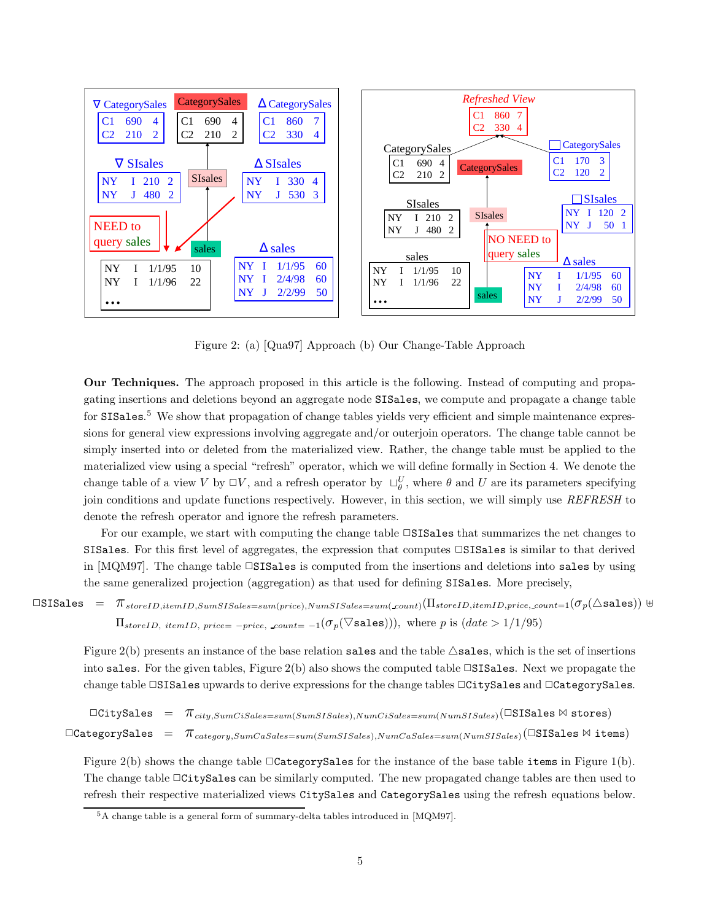∇ CategorySales

| | | |
|---|---|---|
| C1 | 690 | 4 |
| C2 | 210 | 2 |

CategorySales

| | | |
|---|---|---|
| C1 | 690 | 4 |
| C2 | 210 | 2 |

Δ CategorySales

| | | |
|---|---|---|
| C1 | 860 | 7 |
| C2 | 330 | 4 |

∇ SIsales

| | | | |
|---|---|---|---|
| NY | I | 210 | 2 |
| NY | J | 480 | 2 |

SIsales

Δ SIsales

| | | | |
|---|---|---|---|
| NY | I | 330 | 4 |
| NY | J | 530 | 3 |

NEED to query sales

sales

| | | | |
|---|---|---|---|
| NY | I | 1/1/95 | 10 |
| NY | I | 1/1/96 | 22 |
| ... | | | |

Δ sales

| | | | |
|---|---|---|---|
| NY | I | 1/1/95 | 60 |
| NY | I | 2/4/98 | 60 |
| NY | J | 2/2/99 | 50 |

Refreshed View

| | | |
|---|---|---|
| C1 | 860 | 7 |
| C2 | 330 | 4 |

CategorySales

| | | |
|---|---|---|
| C1 | 690 | 4 |
| C2 | 210 | 2 |

CategorySales

□ CategorySales

| | | |
|---|---|---|
| C1 | 170 | 3 |
| C2 | 120 | 2 |

SIsales

| | | | |
|---|---|---|---|
| NY | I | 210 | 2 |
| NY | J | 480 | 2 |

SIsales

□ SIsales

| | | | |
|---|---|---|---|
| NY | I | 120 | 2 |
| NY | J | 50 | 1 |

NO NEED to query sales

sales

| | | | |
|---|---|---|---|
| NY | I | 1/1/95 | 10 |
| NY | I | 1/1/96 | 22 |
| ... | | | |

Δ sales

| | | | |
|---|---|---|---|
| NY | I | 1/1/95 | 60 |
| NY | I | 2/4/98 | 60 |
| NY | J | 2/2/99 | 50 |

Figure 2: (a) [Qua97] Approach (b) Our Change-Table Approach

**Our Techniques.** The approach proposed in this article is the following. Instead of computing and propagating insertions and deletions beyond an aggregate node `SISales`, we compute and propagate a change table for `SISales`.[5] We show that propagation of change tables yields very efficient and simple maintenance expressions for general view expressions involving aggregate and/or outerjoin operators. The change table cannot be simply inserted into or deleted from the materialized view. Rather, the change table must be applied to the materialized view using a special "refresh" operator, which we will define formally in Section 4. We denote the change table of a view $V$ by $\Box V$, and a refresh operator by $\sqcup_\theta^U$, where $\theta$ and $U$ are its parameters specifying join conditions and update functions respectively. However, in this section, we will simply use *REFRESH* to denote the refresh operator and ignore the refresh parameters.

For our example, we start with computing the change table $\Box$`SISales` that summarizes the net changes to `SISales`. For this first level of aggregates, the expression that computes $\Box$`SISales` is similar to that derived in [MQM97]. The change table $\Box$`SISales` is computed from the insertions and deletions into `sales` by using the same generalized projection (aggregation) as that used for defining `SISales`. More precisely,

$$\Box\texttt{SISales} = \pi_{storeID,itemID,SumSISales=sum(price),NumSISales=sum(\_count)}(\Pi_{storeID,itemID,price,\_count=1}(\sigma_p(\triangle\texttt{sales})) \uplus \Pi_{storeID,\ itemID,\ price=\ -price,\ \_count=\ -1}(\sigma_p(\nabla\texttt{sales}))),\ \text{where } p \text{ is } (date > 1/1/95)$$

Figure 2(b) presents an instance of the base relation `sales` and the table $\triangle$`sales`, which is the set of insertions into `sales`. For the given tables, Figure 2(b) also shows the computed table $\Box$`SISales`. Next we propagate the change table $\Box$`SISales` upwards to derive expressions for the change tables $\Box$`CitySales` and $\Box$`CategorySales`.

$$\Box\texttt{CitySales} = \pi_{city,SumCiSales=sum(SumSISales),NumCiSales=sum(NumSISales)}(\Box\texttt{SISales} \bowtie \texttt{stores})$$

$$\Box\texttt{CategorySales} = \pi_{category,SumCaSales=sum(SumSISales),NumCaSales=sum(NumSISales)}(\Box\texttt{SISales} \bowtie \texttt{items})$$

Figure 2(b) shows the change table $\Box$`CategorySales` for the instance of the base table `items` in Figure 1(b). The change table $\Box$`CitySales` can be similarly computed. The new propagated change tables are then used to refresh their respective materialized views `CitySales` and `CategorySales` using the refresh equations below.

[5] A change table is a general form of summary-delta tables introduced in [MQM97].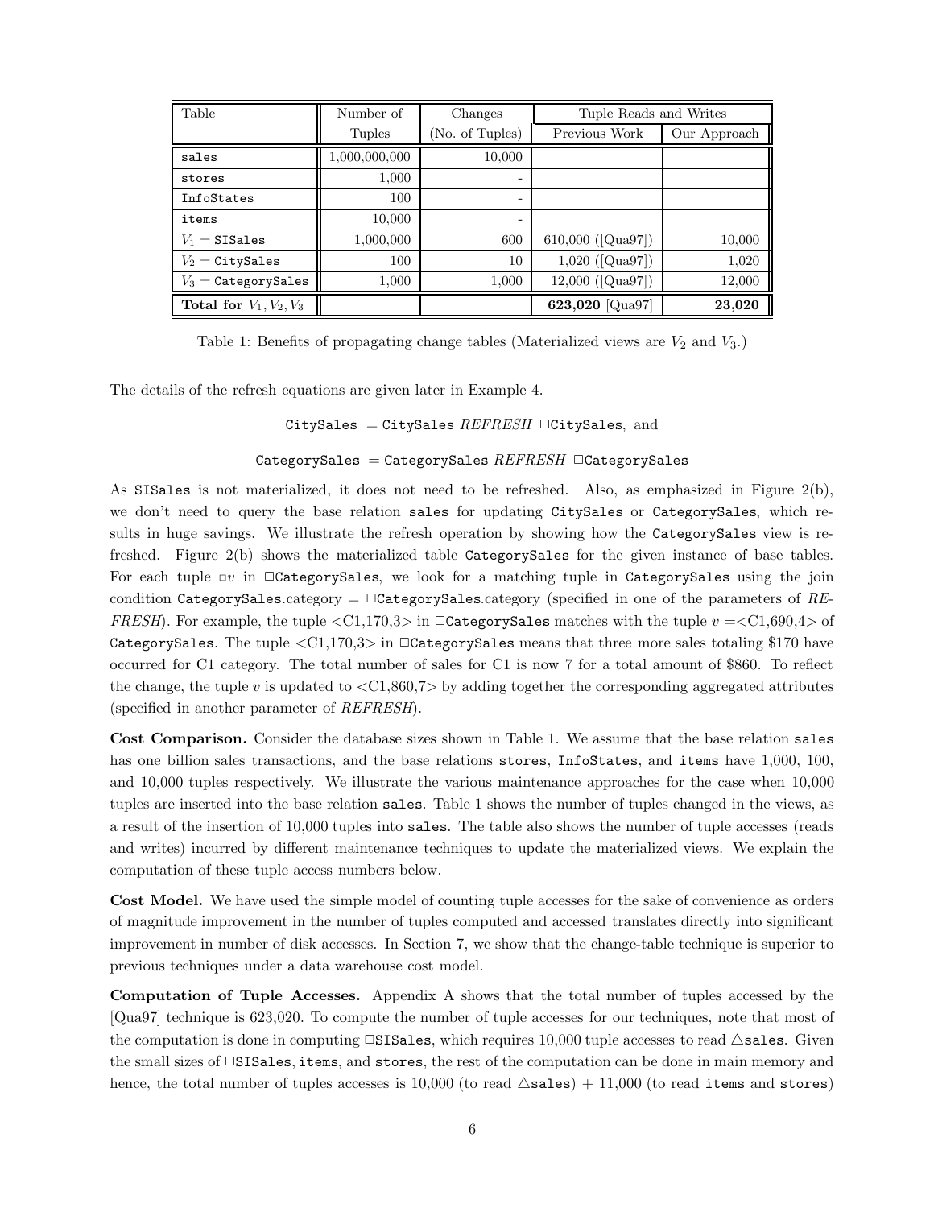| Table | Number of Tuples | Changes (No. of Tuples) | Tuple Reads and Writes | |
|---|---|---|---|---|
| | | | Previous Work | Our Approach |
| sales | 1,000,000,000 | 10,000 | | |
| stores | 1,000 | - | | |
| InfoStates | 100 | - | | |
| items | 10,000 | - | | |
| $V_1$ = SISales | 1,000,000 | 600 | 610,000 ([Qua97]) | 10,000 |
| $V_2$ = CitySales | 100 | 10 | 1,020 ([Qua97]) | 1,020 |
| $V_3$ = CategorySales | 1,000 | 1,000 | 12,000 ([Qua97]) | 12,000 |
| **Total for $V_1, V_2, V_3$** | | | **623,020** [Qua97] | **23,020** |

Table 1: Benefits of propagating change tables (Materialized views are $V_2$ and $V_3$.)

The details of the refresh equations are given later in Example 4.

CitySales = CitySales *REFRESH* □CitySales, and

CategorySales = CategorySales *REFRESH* □CategorySales

As SISales is not materialized, it does not need to be refreshed. Also, as emphasized in Figure 2(b), we don't need to query the base relation sales for updating CitySales or CategorySales, which results in huge savings. We illustrate the refresh operation by showing how the CategorySales view is refreshed. Figure 2(b) shows the materialized table CategorySales for the given instance of base tables. For each tuple □$v$ in □CategorySales, we look for a matching tuple in CategorySales using the join condition CategorySales.category = □CategorySales.category (specified in one of the parameters of *REFRESH*). For example, the tuple <C1,170,3> in □CategorySales matches with the tuple $v$ =<C1,690,4> of CategorySales. The tuple <C1,170,3> in □CategorySales means that three more sales totaling \$170 have occurred for C1 category. The total number of sales for C1 is now 7 for a total amount of \$860. To reflect the change, the tuple $v$ is updated to <C1,860,7> by adding together the corresponding aggregated attributes (specified in another parameter of *REFRESH*).

**Cost Comparison.** Consider the database sizes shown in Table 1. We assume that the base relation sales has one billion sales transactions, and the base relations stores, InfoStates, and items have 1,000, 100, and 10,000 tuples respectively. We illustrate the various maintenance approaches for the case when 10,000 tuples are inserted into the base relation sales. Table 1 shows the number of tuples changed in the views, as a result of the insertion of 10,000 tuples into sales. The table also shows the number of tuple accesses (reads and writes) incurred by different maintenance techniques to update the materialized views. We explain the computation of these tuple access numbers below.

**Cost Model.** We have used the simple model of counting tuple accesses for the sake of convenience as orders of magnitude improvement in the number of tuples computed and accessed translates directly into significant improvement in number of disk accesses. In Section 7, we show that the change-table technique is superior to previous techniques under a data warehouse cost model.

**Computation of Tuple Accesses.** Appendix A shows that the total number of tuples accessed by the [Qua97] technique is 623,020. To compute the number of tuple accesses for our techniques, note that most of the computation is done in computing □SISales, which requires 10,000 tuple accesses to read △sales. Given the small sizes of □SISales, items, and stores, the rest of the computation can be done in main memory and hence, the total number of tuples accesses is 10,000 (to read △sales) + 11,000 (to read items and stores)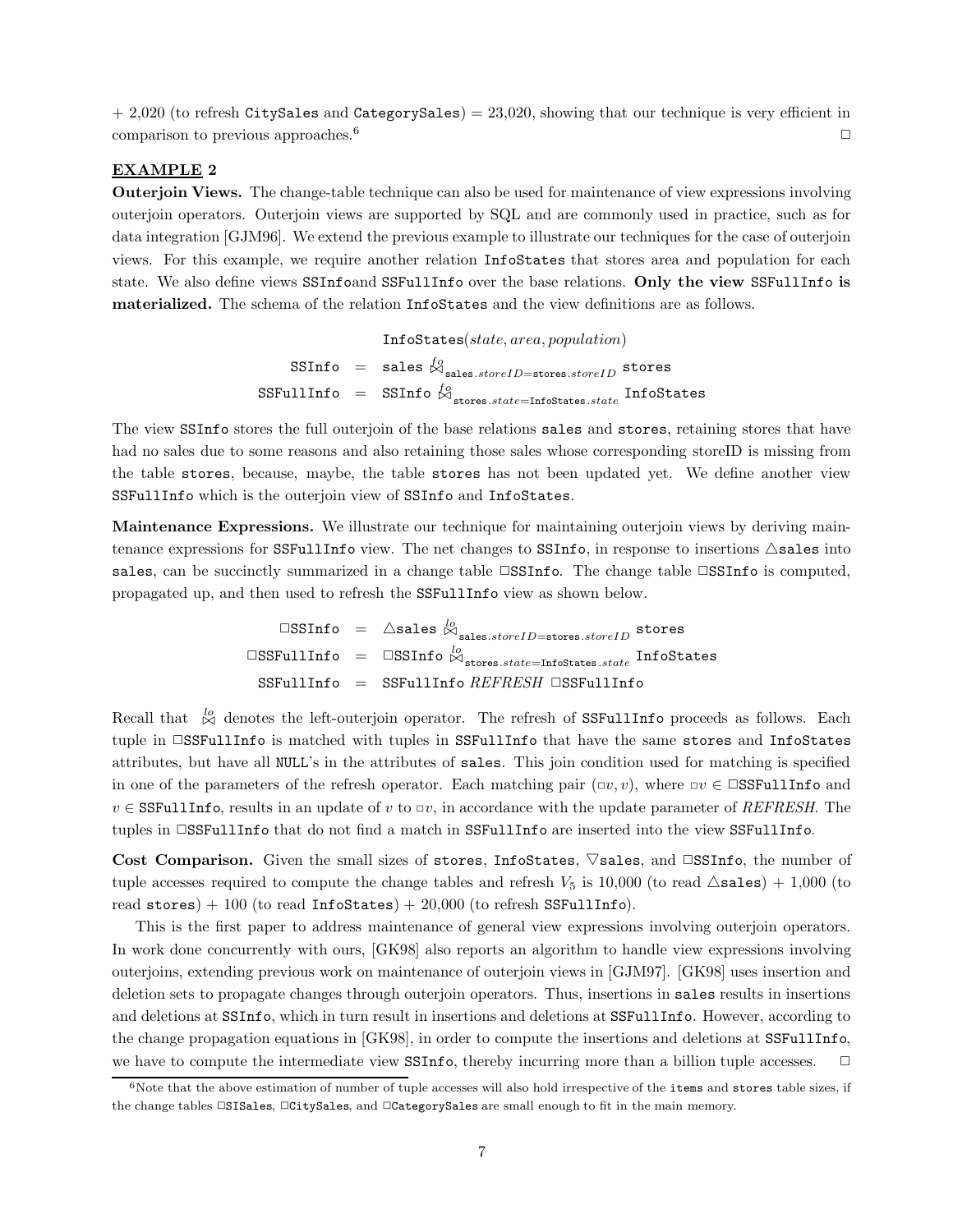+ 2,020 (to refresh CitySales and CategorySales) = 23,020, showing that our technique is very efficient in comparison to previous approaches.[6] □

**EXAMPLE 2**

**Outerjoin Views.** The change-table technique can also be used for maintenance of view expressions involving outerjoin operators. Outerjoin views are supported by SQL and are commonly used in practice, such as for data integration [GJM96]. We extend the previous example to illustrate our techniques for the case of outerjoin views. For this example, we require another relation InfoStates that stores area and population for each state. We also define views SSInfoand SSFullInfo over the base relations. **Only the view SSFullInfo is materialized.** The schema of the relation InfoStates and the view definitions are as follows.

$$\texttt{InfoStates}(state, area, population)$$

$$\texttt{SSInfo} = \texttt{sales} \overset{fo}{\bowtie}_{\texttt{sales}.storeID=\texttt{stores}.storeID} \texttt{stores}$$

$$\texttt{SSFullInfo} = \texttt{SSInfo} \overset{fo}{\bowtie}_{\texttt{stores}.state=\texttt{InfoStates}.state} \texttt{InfoStates}$$

The view SSInfo stores the full outerjoin of the base relations sales and stores, retaining stores that have had no sales due to some reasons and also retaining those sales whose corresponding storeID is missing from the table stores, because, maybe, the table stores has not been updated yet. We define another view SSFullInfo which is the outerjoin view of SSInfo and InfoStates.

**Maintenance Expressions.** We illustrate our technique for maintaining outerjoin views by deriving maintenance expressions for SSFullInfo view. The net changes to SSInfo, in response to insertions $\triangle$sales into sales, can be succinctly summarized in a change table $\Box$SSInfo. The change table $\Box$SSInfo is computed, propagated up, and then used to refresh the SSFullInfo view as shown below.

$$\Box\texttt{SSInfo} = \triangle\texttt{sales} \overset{lo}{\bowtie}_{\texttt{sales}.storeID=\texttt{stores}.storeID} \texttt{stores}$$

$$\Box\texttt{SSFullInfo} = \Box\texttt{SSInfo} \overset{lo}{\bowtie}_{\texttt{stores}.state=\texttt{InfoStates}.state} \texttt{InfoStates}$$

$$\texttt{SSFullInfo} = \texttt{SSFullInfo} \ \textit{REFRESH} \ \Box\texttt{SSFullInfo}$$

Recall that $\overset{lo}{\bowtie}$ denotes the left-outerjoin operator. The refresh of SSFullInfo proceeds as follows. Each tuple in $\Box$SSFullInfo is matched with tuples in SSFullInfo that have the same stores and InfoStates attributes, but have all NULL's in the attributes of sales. This join condition used for matching is specified in one of the parameters of the refresh operator. Each matching pair $(\Box v, v)$, where $\Box v \in \Box$SSFullInfo and $v \in$ SSFullInfo, results in an update of $v$ to $\Box v$, in accordance with the update parameter of *REFRESH*. The tuples in $\Box$SSFullInfo that do not find a match in SSFullInfo are inserted into the view SSFullInfo.

**Cost Comparison.** Given the small sizes of stores, InfoStates, $\bigtriangledown$sales, and $\Box$SSInfo, the number of tuple accesses required to compute the change tables and refresh $V_5$ is 10,000 (to read $\triangle$sales) + 1,000 (to read stores) + 100 (to read InfoStates) + 20,000 (to refresh SSFullInfo).

This is the first paper to address maintenance of general view expressions involving outerjoin operators. In work done concurrently with ours, [GK98] also reports an algorithm to handle view expressions involving outerjoins, extending previous work on maintenance of outerjoin views in [GJM97]. [GK98] uses insertion and deletion sets to propagate changes through outerjoin operators. Thus, insertions in sales results in insertions and deletions at SSInfo, which in turn result in insertions and deletions at SSFullInfo. However, according to the change propagation equations in [GK98], in order to compute the insertions and deletions at SSFullInfo, we have to compute the intermediate view SSInfo, thereby incurring more than a billion tuple accesses. □

[6] Note that the above estimation of number of tuple accesses will also hold irrespective of the items and stores table sizes, if the change tables $\Box$SISales, $\Box$CitySales, and $\Box$CategorySales are small enough to fit in the main memory.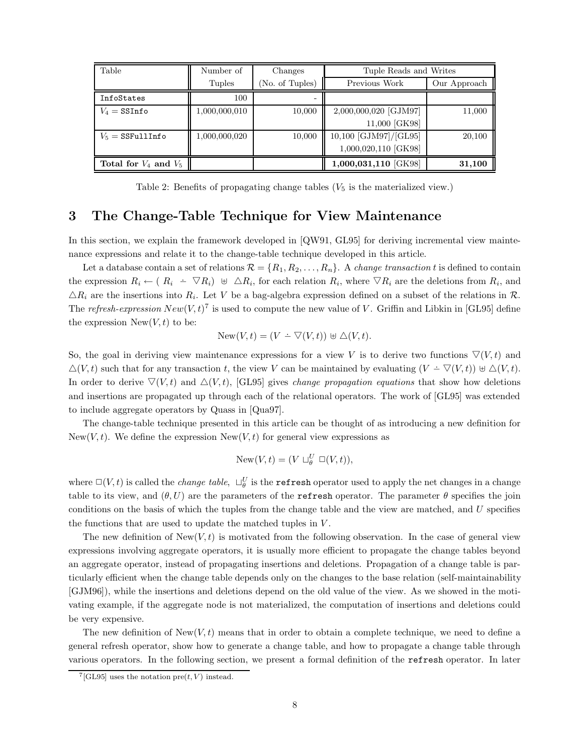| Table | Number of Tuples | Changes (No. of Tuples) | Tuple Reads and Writes | |
|---|---|---|---|---|
| | | | Previous Work | Our Approach |
| `InfoStates` | 100 | - | | |
| $V_4$ = `SSInfo` | 1,000,000,010 | 10,000 | 2,000,000,020 [GJM97] 11,000 [GK98] | 11,000 |
| $V_5$ = `SSFullInfo` | 1,000,000,020 | 10,000 | 10,100 [GJM97]/[GL95] 1,000,020,110 [GK98] | 20,100 |
| **Total for $V_4$ and $V_5$** | | | **1,000,031,110** [GK98] | **31,100** |

Table 2: Benefits of propagating change tables ($V_5$ is the materialized view.)

## 3 The Change-Table Technique for View Maintenance

In this section, we explain the framework developed in [QW91, GL95] for deriving incremental view maintenance expressions and relate it to the change-table technique developed in this article.

Let a database contain a set of relations $\mathcal{R} = \{R_1, R_2, \ldots, R_n\}$. A *change transaction* $t$ is defined to contain the expression $R_i \leftarrow (\ R_i\ \dot{-}\ \nabla R_i)\ \uplus\ \triangle R_i$, for each relation $R_i$, where $\nabla R_i$ are the deletions from $R_i$, and $\triangle R_i$ are the insertions into $R_i$. Let $V$ be a bag-algebra expression defined on a subset of the relations in $\mathcal{R}$. The *refresh-expression* $New(V,t)$[7] is used to compute the new value of $V$. Griffin and Libkin in [GL95] define the expression $\text{New}(V,t)$ to be:

$$\text{New}(V,t) = (V \ \dot{-}\ \nabla(V,t)) \uplus \triangle(V,t).$$

So, the goal in deriving view maintenance expressions for a view $V$ is to derive two functions $\nabla(V,t)$ and $\triangle(V,t)$ such that for any transaction $t$, the view $V$ can be maintained by evaluating $(V \ \dot{-}\ \nabla(V,t)) \uplus \triangle(V,t)$. In order to derive $\nabla(V,t)$ and $\triangle(V,t)$, [GL95] gives *change propagation equations* that show how deletions and insertions are propagated up through each of the relational operators. The work of [GL95] was extended to include aggregate operators by Quass in [Qua97].

The change-table technique presented in this article can be thought of as introducing a new definition for $\text{New}(V,t)$. We define the expression $\text{New}(V,t)$ for general view expressions as

$$\text{New}(V,t) = (V \sqcup_\theta^U \Box(V,t)),$$

where $\Box(V,t)$ is called the *change table*, $\sqcup_\theta^U$ is the `refresh` operator used to apply the net changes in a change table to its view, and $(\theta, U)$ are the parameters of the `refresh` operator. The parameter $\theta$ specifies the join conditions on the basis of which the tuples from the change table and the view are matched, and $U$ specifies the functions that are used to update the matched tuples in $V$.

The new definition of $\text{New}(V,t)$ is motivated from the following observation. In the case of general view expressions involving aggregate operators, it is usually more efficient to propagate the change tables beyond an aggregate operator, instead of propagating insertions and deletions. Propagation of a change table is particularly efficient when the change table depends only on the changes to the base relation (self-maintainability [GJM96]), while the insertions and deletions depend on the old value of the view. As we showed in the motivating example, if the aggregate node is not materialized, the computation of insertions and deletions could be very expensive.

The new definition of $\text{New}(V,t)$ means that in order to obtain a complete technique, we need to define a general refresh operator, show how to generate a change table, and how to propagate a change table through various operators. In the following section, we present a formal definition of the `refresh` operator. In later

[7] [GL95] uses the notation $\text{pre}(t,V)$ instead.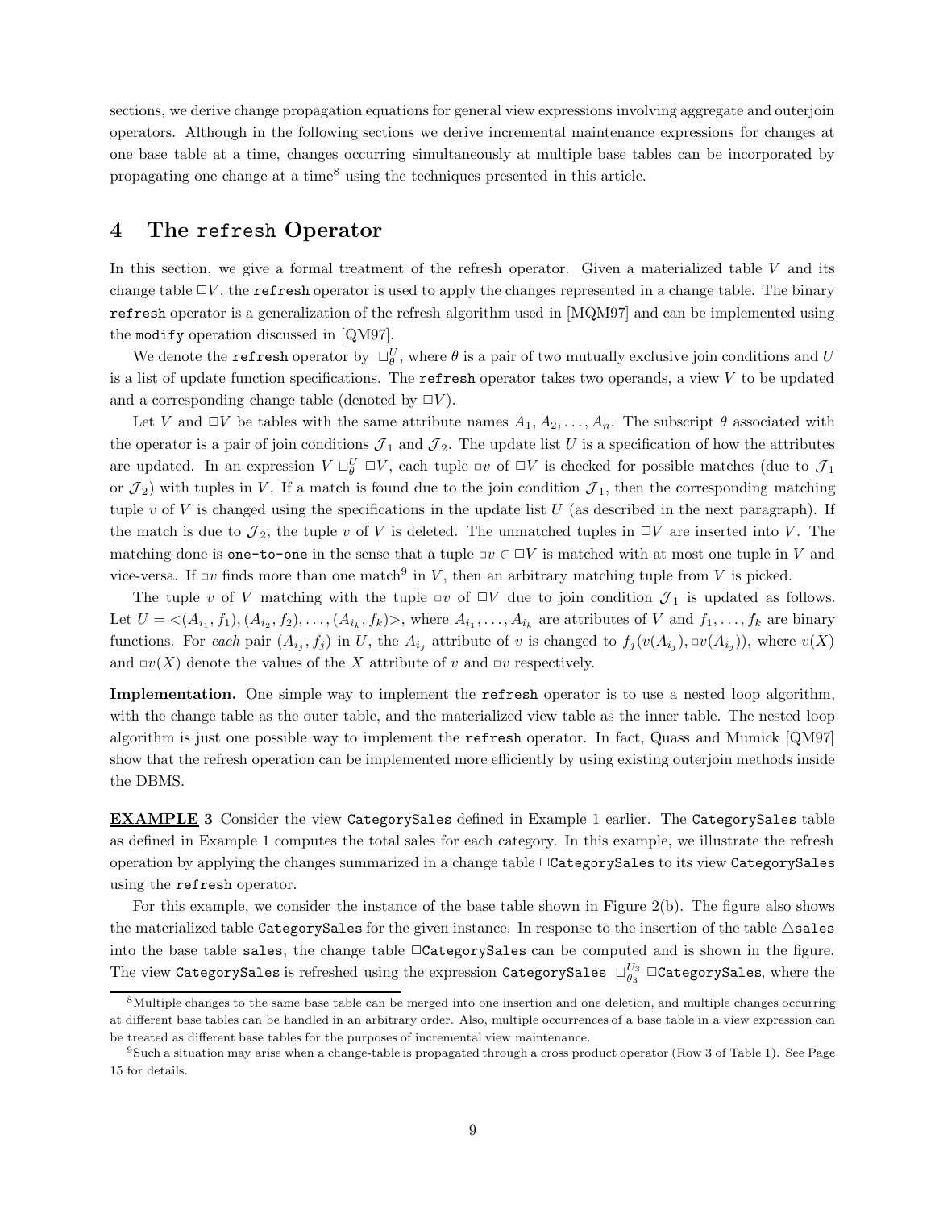sections, we derive change propagation equations for general view expressions involving aggregate and outerjoin operators. Although in the following sections we derive incremental maintenance expressions for changes at one base table at a time, changes occurring simultaneously at multiple base tables can be incorporated by propagating one change at a time[8] using the techniques presented in this article.

# 4 The refresh Operator

In this section, we give a formal treatment of the refresh operator. Given a materialized table $V$ and its change table $\Box V$, the `refresh` operator is used to apply the changes represented in a change table. The binary `refresh` operator is a generalization of the refresh algorithm used in [MQM97] and can be implemented using the `modify` operation discussed in [QM97].

We denote the `refresh` operator by $\sqcup_{\theta}^{U}$, where $\theta$ is a pair of two mutually exclusive join conditions and $U$ is a list of update function specifications. The `refresh` operator takes two operands, a view $V$ to be updated and a corresponding change table (denoted by $\Box V$).

Let $V$ and $\Box V$ be tables with the same attribute names $A_1, A_2, \ldots, A_n$. The subscript $\theta$ associated with the operator is a pair of join conditions $\mathcal{J}_1$ and $\mathcal{J}_2$. The update list $U$ is a specification of how the attributes are updated. In an expression $V \sqcup_{\theta}^{U} \Box V$, each tuple $\Box v$ of $\Box V$ is checked for possible matches (due to $\mathcal{J}_1$ or $\mathcal{J}_2$) with tuples in $V$. If a match is found due to the join condition $\mathcal{J}_1$, then the corresponding matching tuple $v$ of $V$ is changed using the specifications in the update list $U$ (as described in the next paragraph). If the match is due to $\mathcal{J}_2$, the tuple $v$ of $V$ is deleted. The unmatched tuples in $\Box V$ are inserted into $V$. The matching done is `one-to-one` in the sense that a tuple $\Box v \in \Box V$ is matched with at most one tuple in $V$ and vice-versa. If $\Box v$ finds more than one match[9] in $V$, then an arbitrary matching tuple from $V$ is picked.

The tuple $v$ of $V$ matching with the tuple $\Box v$ of $\Box V$ due to join condition $\mathcal{J}_1$ is updated as follows. Let $U = <(A_{i_1}, f_1), (A_{i_2}, f_2), \ldots, (A_{i_k}, f_k)>$, where $A_{i_1}, \ldots, A_{i_k}$ are attributes of $V$ and $f_1, \ldots, f_k$ are binary functions. For *each* pair $(A_{i_j}, f_j)$ in $U$, the $A_{i_j}$ attribute of $v$ is changed to $f_j(v(A_{i_j}), \Box v(A_{i_j}))$, where $v(X)$ and $\Box v(X)$ denote the values of the $X$ attribute of $v$ and $\Box v$ respectively.

**Implementation.** One simple way to implement the `refresh` operator is to use a nested loop algorithm, with the change table as the outer table, and the materialized view table as the inner table. The nested loop algorithm is just one possible way to implement the `refresh` operator. In fact, Quass and Mumick [QM97] show that the refresh operation can be implemented more efficiently by using existing outerjoin methods inside the DBMS.

**EXAMPLE 3** Consider the view `CategorySales` defined in Example 1 earlier. The `CategorySales` table as defined in Example 1 computes the total sales for each category. In this example, we illustrate the refresh operation by applying the changes summarized in a change table $\Box$`CategorySales` to its view `CategorySales` using the `refresh` operator.

For this example, we consider the instance of the base table shown in Figure 2(b). The figure also shows the materialized table `CategorySales` for the given instance. In response to the insertion of the table $\triangle$`sales` into the base table `sales`, the change table $\Box$`CategorySales` can be computed and is shown in the figure. The view `CategorySales` is refreshed using the expression `CategorySales` $\sqcup_{\theta_3}^{U_3}$ $\Box$`CategorySales`, where the

[8] Multiple changes to the same base table can be merged into one insertion and one deletion, and multiple changes occurring at different base tables can be handled in an arbitrary order. Also, multiple occurrences of a base table in a view expression can be treated as different base tables for the purposes of incremental view maintenance.

[9] Such a situation may arise when a change-table is propagated through a cross product operator (Row 3 of Table 1). See Page 15 for details.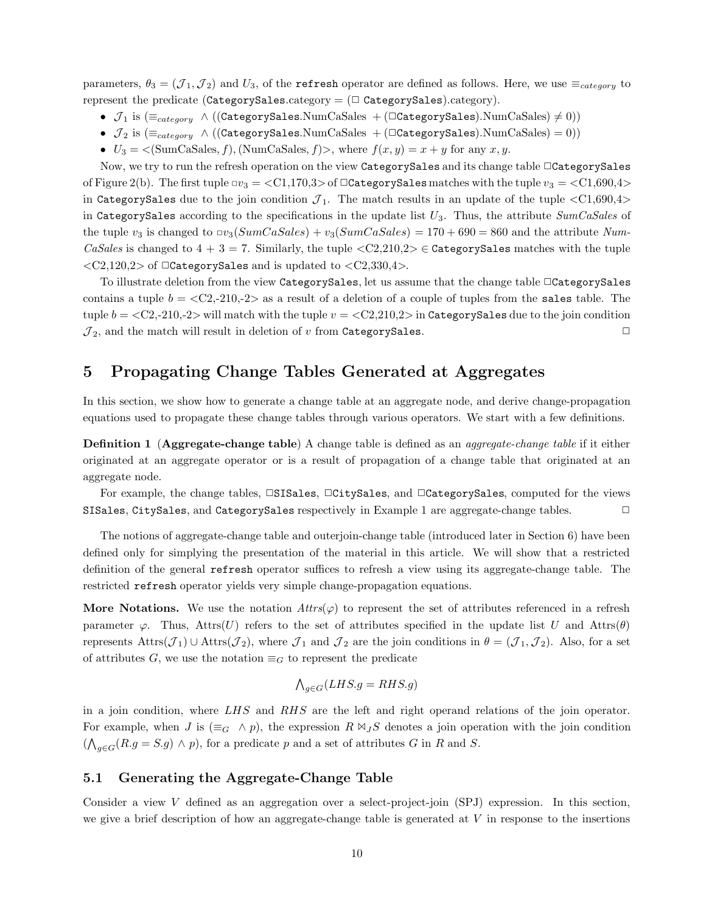parameters, $\theta_3 = (\mathcal{J}_1, \mathcal{J}_2)$ and $U_3$, of the `refresh` operator are defined as follows. Here, we use $\equiv_{category}$ to represent the predicate (`CategorySales`.category = (□ `CategorySales`).category).

- $\mathcal{J}_1$ is ($\equiv_{category}$ $\wedge$ ((`CategorySales`.NumCaSales + (□`CategorySales`).NumCaSales) $\neq 0$))
- $\mathcal{J}_2$ is ($\equiv_{category}$ $\wedge$ ((`CategorySales`.NumCaSales + (□`CategorySales`).NumCaSales) $= 0$))
- $U_3 =$ <(SumCaSales, $f$), (NumCaSales, $f$)>, where $f(x, y) = x + y$ for any $x, y$.

Now, we try to run the refresh operation on the view `CategorySales` and its change table □`CategorySales` of Figure 2(b). The first tuple $\square v_3 =$ <C1,170,3> of □`CategorySales` matches with the tuple $v_3 =$ <C1,690,4> in `CategorySales` due to the join condition $\mathcal{J}_1$. The match results in an update of the tuple <C1,690,4> in `CategorySales` according to the specifications in the update list $U_3$. Thus, the attribute *SumCaSales* of the tuple $v_3$ is changed to $\square v_3(SumCaSales) + v_3(SumCaSales) = 170 + 690 = 860$ and the attribute *NumCaSales* is changed to $4 + 3 = 7$. Similarly, the tuple <C2,210,2> $\in$ `CategorySales` matches with the tuple <C2,120,2> of □`CategorySales` and is updated to <C2,330,4>.

To illustrate deletion from the view `CategorySales`, let us assume that the change table □`CategorySales` contains a tuple $b =$ <C2,-210,-2> as a result of a deletion of a couple of tuples from the `sales` table. The tuple $b =$ <C2,-210,-2> will match with the tuple $v =$ <C2,210,2> in `CategorySales` due to the join condition $\mathcal{J}_2$, and the match will result in deletion of $v$ from `CategorySales`. □

# 5 Propagating Change Tables Generated at Aggregates

In this section, we show how to generate a change table at an aggregate node, and derive change-propagation equations used to propagate these change tables through various operators. We start with a few definitions.

**Definition 1** (**Aggregate-change table**) A change table is defined as an *aggregate-change table* if it either originated at an aggregate operator or is a result of propagation of a change table that originated at an aggregate node.

For example, the change tables, □`SISales`, □`CitySales`, and □`CategorySales`, computed for the views `SISales`, `CitySales`, and `CategorySales` respectively in Example 1 are aggregate-change tables. □

The notions of aggregate-change table and outerjoin-change table (introduced later in Section 6) have been defined only for simplying the presentation of the material in this article. We will show that a restricted definition of the general `refresh` operator suffices to refresh a view using its aggregate-change table. The restricted `refresh` operator yields very simple change-propagation equations.

**More Notations.** We use the notation *Attrs*($\varphi$) to represent the set of attributes referenced in a refresh parameter $\varphi$. Thus, Attrs($U$) refers to the set of attributes specified in the update list $U$ and Attrs($\theta$) represents Attrs($\mathcal{J}_1$) $\cup$ Attrs($\mathcal{J}_2$), where $\mathcal{J}_1$ and $\mathcal{J}_2$ are the join conditions in $\theta = (\mathcal{J}_1, \mathcal{J}_2)$. Also, for a set of attributes $G$, we use the notation $\equiv_G$ to represent the predicate

$$\bigwedge_{g \in G}(LHS.g = RHS.g)$$

in a join condition, where $LHS$ and $RHS$ are the left and right operand relations of the join operator. For example, when $J$ is ($\equiv_G$ $\wedge$ $p$), the expression $R \bowtie_J S$ denotes a join operation with the join condition $(\bigwedge_{g \in G}(R.g = S.g) \wedge p)$, for a predicate $p$ and a set of attributes $G$ in $R$ and $S$.

## 5.1 Generating the Aggregate-Change Table

Consider a view $V$ defined as an aggregation over a select-project-join (SPJ) expression. In this section, we give a brief description of how an aggregate-change table is generated at $V$ in response to the insertions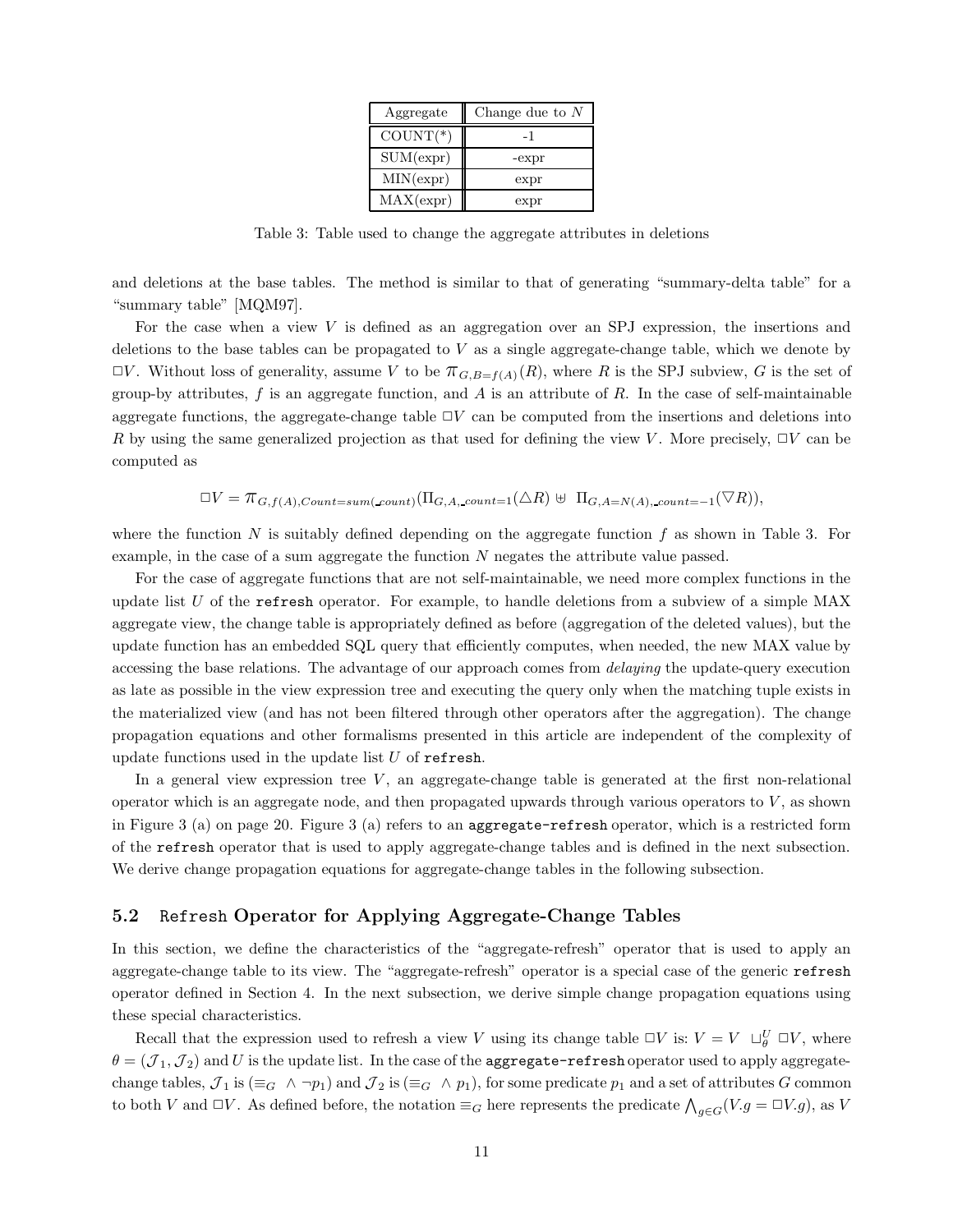| Aggregate | Change due to $N$ |
|---|---|
| COUNT(*) | -1 |
| SUM(expr) | -expr |
| MIN(expr) | expr |
| MAX(expr) | expr |

Table 3: Table used to change the aggregate attributes in deletions

and deletions at the base tables. The method is similar to that of generating "summary-delta table" for a "summary table" [MQM97].

For the case when a view $V$ is defined as an aggregation over an SPJ expression, the insertions and deletions to the base tables can be propagated to $V$ as a single aggregate-change table, which we denote by $\Box V$. Without loss of generality, assume $V$ to be $\pi_{G,B=f(A)}(R)$, where $R$ is the SPJ subview, $G$ is the set of group-by attributes, $f$ is an aggregate function, and $A$ is an attribute of $R$. In the case of self-maintainable aggregate functions, the aggregate-change table $\Box V$ can be computed from the insertions and deletions into $R$ by using the same generalized projection as that used for defining the view $V$. More precisely, $\Box V$ can be computed as

$$\Box V = \pi_{G,f(A),Count=sum(\_count)}(\Pi_{G,A,\_count=1}(\triangle R) \uplus \Pi_{G,A=N(A),\_count=-1}(\triangledown R)),$$

where the function $N$ is suitably defined depending on the aggregate function $f$ as shown in Table 3. For example, in the case of a sum aggregate the function $N$ negates the attribute value passed.

For the case of aggregate functions that are not self-maintainable, we need more complex functions in the update list $U$ of the `refresh` operator. For example, to handle deletions from a subview of a simple MAX aggregate view, the change table is appropriately defined as before (aggregation of the deleted values), but the update function has an embedded SQL query that efficiently computes, when needed, the new MAX value by accessing the base relations. The advantage of our approach comes from *delaying* the update-query execution as late as possible in the view expression tree and executing the query only when the matching tuple exists in the materialized view (and has not been filtered through other operators after the aggregation). The change propagation equations and other formalisms presented in this article are independent of the complexity of update functions used in the update list $U$ of `refresh`.

In a general view expression tree $V$, an aggregate-change table is generated at the first non-relational operator which is an aggregate node, and then propagated upwards through various operators to $V$, as shown in Figure 3 (a) on page 20. Figure 3 (a) refers to an `aggregate-refresh` operator, which is a restricted form of the `refresh` operator that is used to apply aggregate-change tables and is defined in the next subsection. We derive change propagation equations for aggregate-change tables in the following subsection.

## 5.2 `Refresh` Operator for Applying Aggregate-Change Tables

In this section, we define the characteristics of the "aggregate-refresh" operator that is used to apply an aggregate-change table to its view. The "aggregate-refresh" operator is a special case of the generic `refresh` operator defined in Section 4. In the next subsection, we derive simple change propagation equations using these special characteristics.

Recall that the expression used to refresh a view $V$ using its change table $\Box V$ is: $V = V \sqcup_{\theta}^{U} \Box V$, where $\theta = (\mathcal{J}_1, \mathcal{J}_2)$ and $U$ is the update list. In the case of the `aggregate-refresh` operator used to apply aggregate-change tables, $\mathcal{J}_1$ is $(\equiv_G \wedge \neg p_1)$ and $\mathcal{J}_2$ is $(\equiv_G \wedge p_1)$, for some predicate $p_1$ and a set of attributes $G$ common to both $V$ and $\Box V$. As defined before, the notation $\equiv_G$ here represents the predicate $\bigwedge_{g \in G}(V.g = \Box V.g)$, as $V$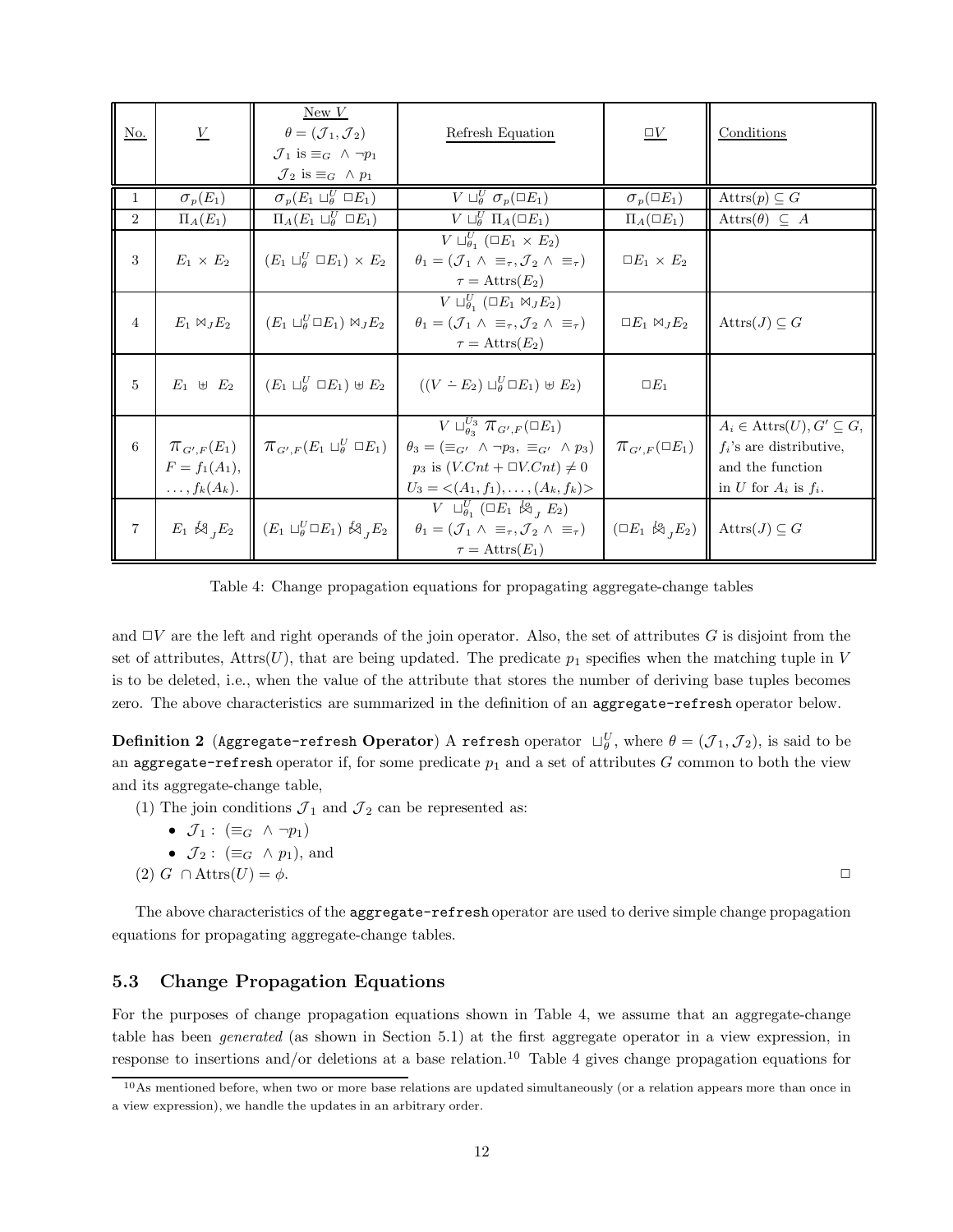| No. | $V$ | New $V$ $\theta = (\mathcal{J}_1, \mathcal{J}_2)$ $\mathcal{J}_1$ is $\equiv_G \ \wedge \neg p_1$ $\mathcal{J}_2$ is $\equiv_G \ \wedge p_1$ | Refresh Equation | $\Box V$ | Conditions |
|---|---|---|---|---|---|
| 1 | $\sigma_p(E_1)$ | $\sigma_p(E_1 \sqcup^U_\theta \Box E_1)$ | $V \sqcup^U_\theta \sigma_p(\Box E_1)$ | $\sigma_p(\Box E_1)$ | $\text{Attrs}(p) \subseteq G$ |
| 2 | $\Pi_A(E_1)$ | $\Pi_A(E_1 \sqcup^U_\theta \Box E_1)$ | $V \sqcup^U_\theta \Pi_A(\Box E_1)$ | $\Pi_A(\Box E_1)$ | $\text{Attrs}(\theta) \subseteq A$ |
| 3 | $E_1 \times E_2$ | $(E_1 \sqcup^U_\theta \Box E_1) \times E_2$ | $V \sqcup^U_{\theta_1} (\Box E_1 \times E_2)$ $\theta_1 = (\mathcal{J}_1 \wedge \equiv_\tau, \mathcal{J}_2 \wedge \equiv_\tau)$ $\tau = \text{Attrs}(E_2)$ | $\Box E_1 \times E_2$ | |
| 4 | $E_1 \bowtie_J E_2$ | $(E_1 \sqcup^U_\theta \Box E_1) \bowtie_J E_2$ | $V \sqcup^U_{\theta_1} (\Box E_1 \bowtie_J E_2)$ $\theta_1 = (\mathcal{J}_1 \wedge \equiv_\tau, \mathcal{J}_2 \wedge \equiv_\tau)$ $\tau = \text{Attrs}(E_2)$ | $\Box E_1 \bowtie_J E_2$ | $\text{Attrs}(J) \subseteq G$ |
| 5 | $E_1 \uplus E_2$ | $(E_1 \sqcup^U_\theta \Box E_1) \uplus E_2$ | $((V \dot{-} E_2) \sqcup^U_\theta \Box E_1) \uplus E_2)$ | $\Box E_1$ | |
| 6 | $\pi_{G',F}(E_1)$ $F = f_1(A_1),$ $\ldots, f_k(A_k).$ | $\pi_{G',F}(E_1 \sqcup^U_\theta \Box E_1)$ | $V \sqcup^{U_3}_{\theta_3} \pi_{G',F}(\Box E_1)$ $\theta_3 = (\equiv_{G'} \wedge \neg p_3, \equiv_{G'} \wedge p_3)$ $p_3$ is $(V.Cnt + \Box V.Cnt) \neq 0$ $U_3 = <(A_1, f_1), \ldots, (A_k, f_k)>$ | $\pi_{G',F}(\Box E_1)$ | $A_i \in \text{Attrs}(U), G' \subseteq G,$ $f_i$'s are distributive, and the function in $U$ for $A_i$ is $f_i$. |
| 7 | $E_1 \overset{fo}{\bowtie}_J E_2$ | $(E_1 \sqcup^U_\theta \Box E_1) \overset{fo}{\bowtie}_J E_2$ | $V \sqcup^U_{\theta_1} (\Box E_1 \overset{lo}{\bowtie}_J E_2)$ $\theta_1 = (\mathcal{J}_1 \wedge \equiv_\tau, \mathcal{J}_2 \wedge \equiv_\tau)$ $\tau = \text{Attrs}(E_1)$ | $(\Box E_1 \overset{lo}{\bowtie}_J E_2)$ | $\text{Attrs}(J) \subseteq G$ |

Table 4: Change propagation equations for propagating aggregate-change tables

and $\Box V$ are the left and right operands of the join operator. Also, the set of attributes $G$ is disjoint from the set of attributes, $\text{Attrs}(U)$, that are being updated. The predicate $p_1$ specifies when the matching tuple in $V$ is to be deleted, i.e., when the value of the attribute that stores the number of deriving base tuples becomes zero. The above characteristics are summarized in the definition of an `aggregate-refresh` operator below.

**Definition 2** (`Aggregate-refresh` **Operator**) A `refresh` operator $\sqcup^U_\theta$, where $\theta = (\mathcal{J}_1, \mathcal{J}_2)$, is said to be an `aggregate-refresh` operator if, for some predicate $p_1$ and a set of attributes $G$ common to both the view and its aggregate-change table,

(1) The join conditions $\mathcal{J}_1$ and $\mathcal{J}_2$ can be represented as:

- $\mathcal{J}_1 :\ (\equiv_G \ \wedge \neg p_1)$
- $\mathcal{J}_2 :\ (\equiv_G \ \wedge p_1)$, and

(2) $G \cap \text{Attrs}(U) = \phi$. □

The above characteristics of the `aggregate-refresh` operator are used to derive simple change propagation equations for propagating aggregate-change tables.

### 5.3 Change Propagation Equations

For the purposes of change propagation equations shown in Table 4, we assume that an aggregate-change table has been *generated* (as shown in Section 5.1) at the first aggregate operator in a view expression, in response to insertions and/or deletions at a base relation.[10] Table 4 gives change propagation equations for

[10] As mentioned before, when two or more base relations are updated simultaneously (or a relation appears more than once in a view expression), we handle the updates in an arbitrary order.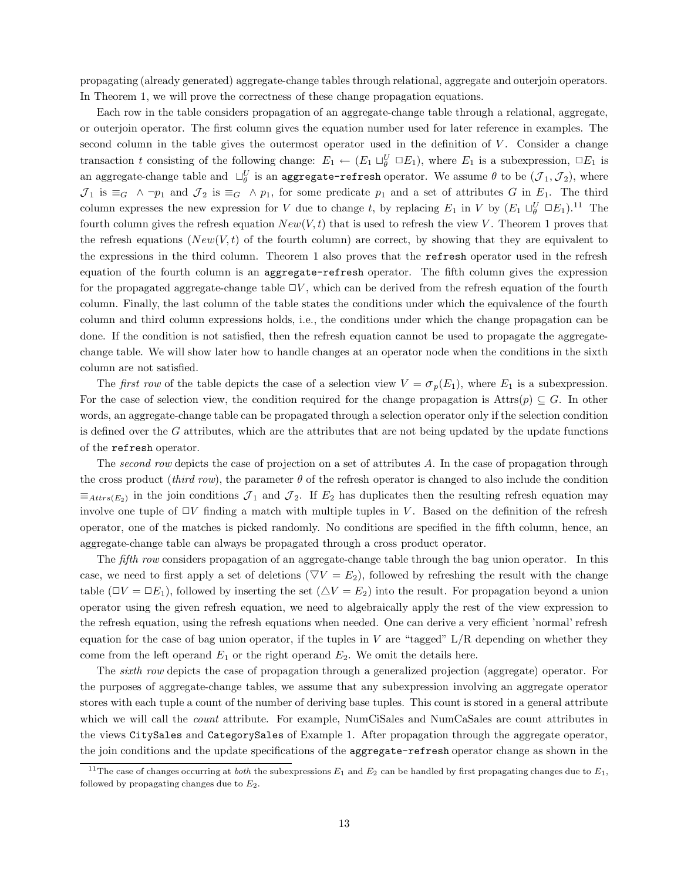propagating (already generated) aggregate-change tables through relational, aggregate and outerjoin operators. In Theorem 1, we will prove the correctness of these change propagation equations.

Each row in the table considers propagation of an aggregate-change table through a relational, aggregate, or outerjoin operator. The first column gives the equation number used for later reference in examples. The second column in the table gives the outermost operator used in the definition of $V$. Consider a change transaction $t$ consisting of the following change: $E_1 \leftarrow (E_1 \sqcup^U_\theta \Box E_1)$, where $E_1$ is a subexpression, $\Box E_1$ is an aggregate-change table and $\sqcup^U_\theta$ is an `aggregate-refresh` operator. We assume $\theta$ to be $(\mathcal{J}_1, \mathcal{J}_2)$, where $\mathcal{J}_1$ is $\equiv_G \ \wedge \neg p_1$ and $\mathcal{J}_2$ is $\equiv_G \ \wedge p_1$, for some predicate $p_1$ and a set of attributes $G$ in $E_1$. The third column expresses the new expression for $V$ due to change $t$, by replacing $E_1$ in $V$ by $(E_1 \sqcup^U_\theta \Box E_1)$.[11] The fourth column gives the refresh equation $New(V, t)$ that is used to refresh the view $V$. Theorem 1 proves that the refresh equations ($New(V, t)$ of the fourth column) are correct, by showing that they are equivalent to the expressions in the third column. Theorem 1 also proves that the `refresh` operator used in the refresh equation of the fourth column is an `aggregate-refresh` operator. The fifth column gives the expression for the propagated aggregate-change table $\Box V$, which can be derived from the refresh equation of the fourth column. Finally, the last column of the table states the conditions under which the equivalence of the fourth column and third column expressions holds, i.e., the conditions under which the change propagation can be done. If the condition is not satisfied, then the refresh equation cannot be used to propagate the aggregate-change table. We will show later how to handle changes at an operator node when the conditions in the sixth column are not satisfied.

The *first row* of the table depicts the case of a selection view $V = \sigma_p(E_1)$, where $E_1$ is a subexpression. For the case of selection view, the condition required for the change propagation is $\text{Attrs}(p) \subseteq G$. In other words, an aggregate-change table can be propagated through a selection operator only if the selection condition is defined over the $G$ attributes, which are the attributes that are not being updated by the update functions of the `refresh` operator.

The *second row* depicts the case of projection on a set of attributes $A$. In the case of propagation through the cross product (*third row*), the parameter $\theta$ of the refresh operator is changed to also include the condition $\equiv_{Attrs(E_2)}$ in the join conditions $\mathcal{J}_1$ and $\mathcal{J}_2$. If $E_2$ has duplicates then the resulting refresh equation may involve one tuple of $\Box V$ finding a match with multiple tuples in $V$. Based on the definition of the refresh operator, one of the matches is picked randomly. No conditions are specified in the fifth column, hence, an aggregate-change table can always be propagated through a cross product operator.

The *fifth row* considers propagation of an aggregate-change table through the bag union operator. In this case, we need to first apply a set of deletions ($\bigtriangledown V = E_2$), followed by refreshing the result with the change table ($\Box V = \Box E_1$), followed by inserting the set ($\triangle V = E_2$) into the result. For propagation beyond a union operator using the given refresh equation, we need to algebraically apply the rest of the view expression to the refresh equation, using the refresh equations when needed. One can derive a very efficient 'normal' refresh equation for the case of bag union operator, if the tuples in $V$ are "tagged" L/R depending on whether they come from the left operand $E_1$ or the right operand $E_2$. We omit the details here.

The *sixth row* depicts the case of propagation through a generalized projection (aggregate) operator. For the purposes of aggregate-change tables, we assume that any subexpression involving an aggregate operator stores with each tuple a count of the number of deriving base tuples. This count is stored in a general attribute which we will call the *count* attribute. For example, NumCiSales and NumCaSales are count attributes in the views `CitySales` and `CategorySales` of Example 1. After propagation through the aggregate operator, the join conditions and the update specifications of the `aggregate-refresh` operator change as shown in the

[11] The case of changes occurring at *both* the subexpressions $E_1$ and $E_2$ can be handled by first propagating changes due to $E_1$, followed by propagating changes due to $E_2$.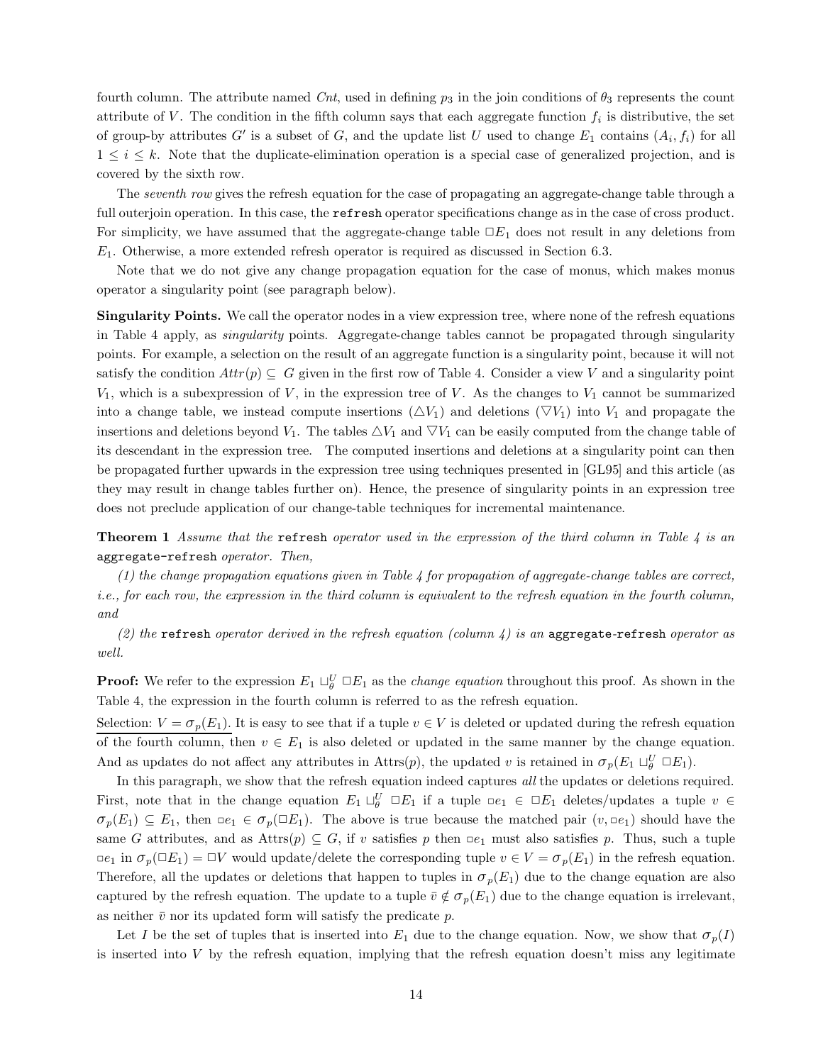fourth column. The attribute named *Cnt*, used in defining $p_3$ in the join conditions of $\theta_3$ represents the count attribute of $V$. The condition in the fifth column says that each aggregate function $f_i$ is distributive, the set of group-by attributes $G'$ is a subset of $G$, and the update list $U$ used to change $E_1$ contains $(A_i, f_i)$ for all $1 \leq i \leq k$. Note that the duplicate-elimination operation is a special case of generalized projection, and is covered by the sixth row.

The *seventh row* gives the refresh equation for the case of propagating an aggregate-change table through a full outerjoin operation. In this case, the `refresh` operator specifications change as in the case of cross product. For simplicity, we have assumed that the aggregate-change table $\Box E_1$ does not result in any deletions from $E_1$. Otherwise, a more extended refresh operator is required as discussed in Section 6.3.

Note that we do not give any change propagation equation for the case of monus, which makes monus operator a singularity point (see paragraph below).

**Singularity Points.** We call the operator nodes in a view expression tree, where none of the refresh equations in Table 4 apply, as *singularity* points. Aggregate-change tables cannot be propagated through singularity points. For example, a selection on the result of an aggregate function is a singularity point, because it will not satisfy the condition $Attr(p) \subseteq G$ given in the first row of Table 4. Consider a view $V$ and a singularity point $V_1$, which is a subexpression of $V$, in the expression tree of $V$. As the changes to $V_1$ cannot be summarized into a change table, we instead compute insertions ($\triangle V_1$) and deletions ($\nabla V_1$) into $V_1$ and propagate the insertions and deletions beyond $V_1$. The tables $\triangle V_1$ and $\nabla V_1$ can be easily computed from the change table of its descendant in the expression tree. The computed insertions and deletions at a singularity point can then be propagated further upwards in the expression tree using techniques presented in [GL95] and this article (as they may result in change tables further on). Hence, the presence of singularity points in an expression tree does not preclude application of our change-table techniques for incremental maintenance.

**Theorem 1** *Assume that the* `refresh` *operator used in the expression of the third column in Table 4 is an* `aggregate-refresh` *operator. Then,*

*(1) the change propagation equations given in Table 4 for propagation of aggregate-change tables are correct, i.e., for each row, the expression in the third column is equivalent to the refresh equation in the fourth column, and*

*(2) the* `refresh` *operator derived in the refresh equation (column 4) is an* `aggregate-refresh` *operator as well.*

**Proof:** We refer to the expression $E_1 \sqcup_\theta^U \Box E_1$ as the *change equation* throughout this proof. As shown in the Table 4, the expression in the fourth column is referred to as the refresh equation.

Selection: $V = \sigma_p(E_1)$. It is easy to see that if a tuple $v \in V$ is deleted or updated during the refresh equation of the fourth column, then $v \in E_1$ is also deleted or updated in the same manner by the change equation. And as updates do not affect any attributes in Attrs($p$), the updated $v$ is retained in $\sigma_p(E_1 \sqcup_\theta^U \Box E_1)$.

In this paragraph, we show that the refresh equation indeed captures *all* the updates or deletions required. First, note that in the change equation $E_1 \sqcup_\theta^U \Box E_1$ if a tuple $\Box e_1 \in \Box E_1$ deletes/updates a tuple $v \in \sigma_p(E_1) \subseteq E_1$, then $\Box e_1 \in \sigma_p(\Box E_1)$. The above is true because the matched pair $(v, \Box e_1)$ should have the same $G$ attributes, and as Attrs($p$) $\subseteq G$, if $v$ satisfies $p$ then $\Box e_1$ must also satisfies $p$. Thus, such a tuple $\Box e_1$ in $\sigma_p(\Box E_1) = \Box V$ would update/delete the corresponding tuple $v \in V = \sigma_p(E_1)$ in the refresh equation. Therefore, all the updates or deletions that happen to tuples in $\sigma_p(E_1)$ due to the change equation are also captured by the refresh equation. The update to a tuple $\bar{v} \notin \sigma_p(E_1)$ due to the change equation is irrelevant, as neither $\bar{v}$ nor its updated form will satisfy the predicate $p$.

Let $I$ be the set of tuples that is inserted into $E_1$ due to the change equation. Now, we show that $\sigma_p(I)$ is inserted into $V$ by the refresh equation, implying that the refresh equation doesn't miss any legitimate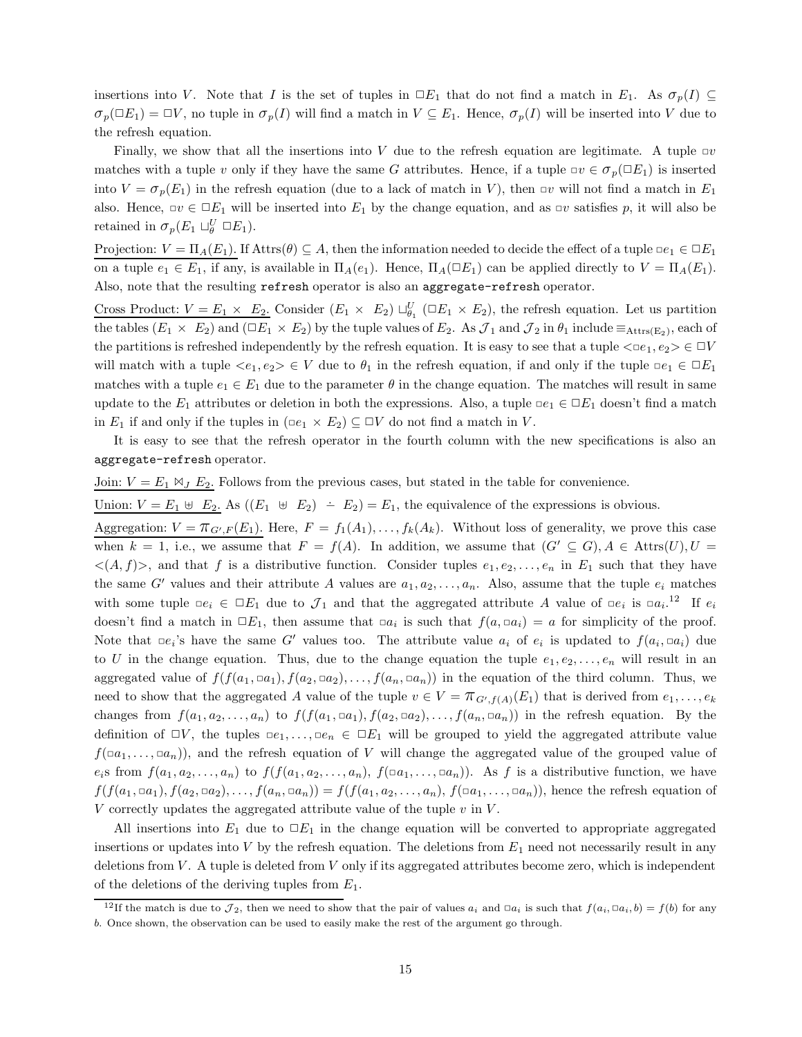insertions into $V$. Note that $I$ is the set of tuples in $\Box E_1$ that do not find a match in $E_1$. As $\sigma_p(I) \subseteq \sigma_p(\Box E_1) = \Box V$, no tuple in $\sigma_p(I)$ will find a match in $V \subseteq E_1$. Hence, $\sigma_p(I)$ will be inserted into $V$ due to the refresh equation.

Finally, we show that all the insertions into $V$ due to the refresh equation are legitimate. A tuple $\Box v$ matches with a tuple $v$ only if they have the same $G$ attributes. Hence, if a tuple $\Box v \in \sigma_p(\Box E_1)$ is inserted into $V = \sigma_p(E_1)$ in the refresh equation (due to a lack of match in $V$), then $\Box v$ will not find a match in $E_1$ also. Hence, $\Box v \in \Box E_1$ will be inserted into $E_1$ by the change equation, and as $\Box v$ satisfies $p$, it will also be retained in $\sigma_p(E_1 \sqcup_\theta^U \Box E_1)$.

Projection: $V = \Pi_A(E_1)$. If $\text{Attrs}(\theta) \subseteq A$, then the information needed to decide the effect of a tuple $\Box e_1 \in \Box E_1$ on a tuple $e_1 \in E_1$, if any, is available in $\Pi_A(e_1)$. Hence, $\Pi_A(\Box E_1)$ can be applied directly to $V = \Pi_A(E_1)$. Also, note that the resulting refresh operator is also an aggregate-refresh operator.

Cross Product: $V = E_1 \times E_2$. Consider $(E_1 \times E_2) \sqcup_{\theta_1}^U (\Box E_1 \times E_2)$, the refresh equation. Let us partition the tables $(E_1 \times E_2)$ and $(\Box E_1 \times E_2)$ by the tuple values of $E_2$. As $\mathcal{J}_1$ and $\mathcal{J}_2$ in $\theta_1$ include $\equiv_{\text{Attrs}(E_2)}$, each of the partitions is refreshed independently by the refresh equation. It is easy to see that a tuple $<\Box e_1, e_2> \in \Box V$ will match with a tuple $<e_1, e_2> \in V$ due to $\theta_1$ in the refresh equation, if and only if the tuple $\Box e_1 \in \Box E_1$ matches with a tuple $e_1 \in E_1$ due to the parameter $\theta$ in the change equation. The matches will result in same update to the $E_1$ attributes or deletion in both the expressions. Also, a tuple $\Box e_1 \in \Box E_1$ doesn't find a match in $E_1$ if and only if the tuples in $(\Box e_1 \times E_2) \subseteq \Box V$ do not find a match in $V$.

It is easy to see that the refresh operator in the fourth column with the new specifications is also an aggregate-refresh operator.

Join: $V = E_1 \bowtie_J E_2$. Follows from the previous cases, but stated in the table for convenience.

Union: $V = E_1 \uplus E_2$. As $((E_1 \uplus E_2) \dot{-} E_2) = E_1$, the equivalence of the expressions is obvious.

Aggregation: $V = \pi_{G',F}(E_1)$. Here, $F = f_1(A_1), \ldots, f_k(A_k)$. Without loss of generality, we prove this case when $k = 1$, i.e., we assume that $F = f(A)$. In addition, we assume that $(G' \subseteq G), A \in \text{Attrs}(U), U = <(A, f)>$, and that $f$ is a distributive function. Consider tuples $e_1, e_2, \ldots, e_n$ in $E_1$ such that they have the same $G'$ values and their attribute $A$ values are $a_1, a_2, \ldots, a_n$. Also, assume that the tuple $e_i$ matches with some tuple $\Box e_i \in \Box E_1$ due to $\mathcal{J}_1$ and that the aggregated attribute $A$ value of $\Box e_i$ is $\Box a_i$.[12] If $e_i$ doesn't find a match in $\Box E_1$, then assume that $\Box a_i$ is such that $f(a, \Box a_i) = a$ for simplicity of the proof. Note that $\Box e_i$'s have the same $G'$ values too. The attribute value $a_i$ of $e_i$ is updated to $f(a_i, \Box a_i)$ due to $U$ in the change equation. Thus, due to the change equation the tuple $e_1, e_2, \ldots, e_n$ will result in an aggregated value of $f(f(a_1, \Box a_1), f(a_2, \Box a_2), \ldots, f(a_n, \Box a_n))$ in the equation of the third column. Thus, we need to show that the aggregated $A$ value of the tuple $v \in V = \pi_{G',f(A)}(E_1)$ that is derived from $e_1, \ldots, e_k$ changes from $f(a_1, a_2, \ldots, a_n)$ to $f(f(a_1, \Box a_1), f(a_2, \Box a_2), \ldots, f(a_n, \Box a_n))$ in the refresh equation. By the definition of $\Box V$, the tuples $\Box e_1, \ldots, \Box e_n \in \Box E_1$ will be grouped to yield the aggregated attribute value $f(\Box a_1, \ldots, \Box a_n))$, and the refresh equation of $V$ will change the aggregated value of the grouped value of $e_i$s from $f(a_1, a_2, \ldots, a_n)$ to $f(f(a_1, a_2, \ldots, a_n), f(\Box a_1, \ldots, \Box a_n))$. As $f$ is a distributive function, we have $f(f(a_1, \Box a_1), f(a_2, \Box a_2), \ldots, f(a_n, \Box a_n)) = f(f(a_1, a_2, \ldots, a_n), f(\Box a_1, \ldots, \Box a_n))$, hence the refresh equation of $V$ correctly updates the aggregated attribute value of the tuple $v$ in $V$.

All insertions into $E_1$ due to $\Box E_1$ in the change equation will be converted to appropriate aggregated insertions or updates into $V$ by the refresh equation. The deletions from $E_1$ need not necessarily result in any deletions from $V$. A tuple is deleted from $V$ only if its aggregated attributes become zero, which is independent of the deletions of the deriving tuples from $E_1$.

[12] If the match is due to $\mathcal{J}_2$, then we need to show that the pair of values $a_i$ and $\Box a_i$ is such that $f(a_i, \Box a_i, b) = f(b)$ for any $b$. Once shown, the observation can be used to easily make the rest of the argument go through.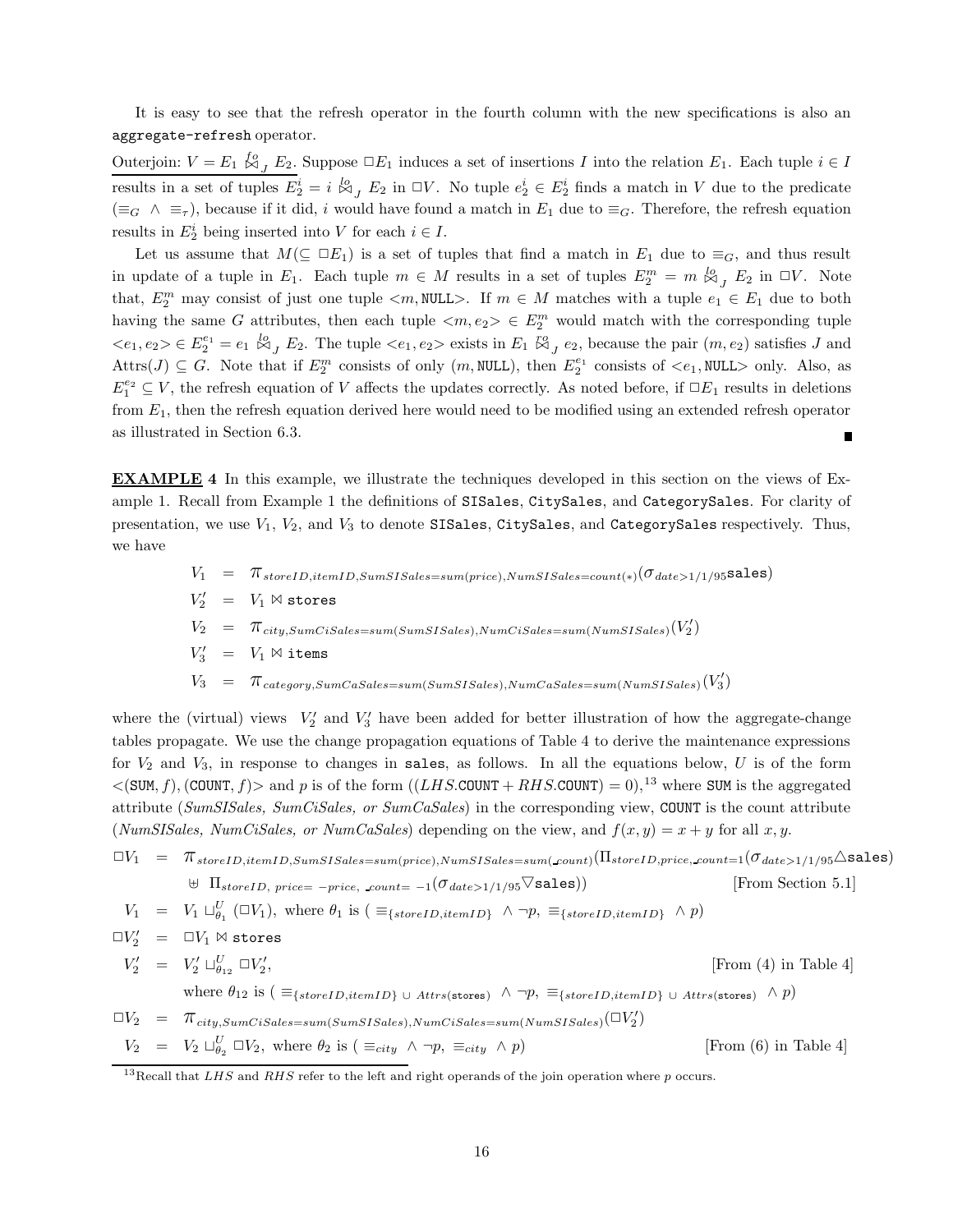It is easy to see that the refresh operator in the fourth column with the new specifications is also an `aggregate-refresh` operator.

<u>Outerjoin:</u> $V = E_1 \overset{fo}{\bowtie}_J E_2$. Suppose $\Box E_1$ induces a set of insertions $I$ into the relation $E_1$. Each tuple $i \in I$ results in a set of tuples $E_2^i = i \overset{lo}{\bowtie}_J E_2$ in $\Box V$. No tuple $e_2^i \in E_2^i$ finds a match in $V$ due to the predicate $(\equiv_G \wedge \equiv_\tau)$, because if it did, $i$ would have found a match in $E_1$ due to $\equiv_G$. Therefore, the refresh equation results in $E_2^i$ being inserted into $V$ for each $i \in I$.

Let us assume that $M (\subseteq \Box E_1)$ is a set of tuples that find a match in $E_1$ due to $\equiv_G$, and thus result in update of a tuple in $E_1$. Each tuple $m \in M$ results in a set of tuples $E_2^m = m \overset{lo}{\bowtie}_J E_2$ in $\Box V$. Note that, $E_2^m$ may consist of just one tuple $<m, \texttt{NULL}>$. If $m \in M$ matches with a tuple $e_1 \in E_1$ due to both having the same $G$ attributes, then each tuple $<m, e_2> \in E_2^m$ would match with the corresponding tuple $<e_1, e_2> \in E_2^{e_1} = e_1 \overset{lo}{\bowtie}_J E_2$. The tuple $<e_1, e_2>$ exists in $E_1 \overset{fo}{\bowtie}_J e_2$, because the pair $(m, e_2)$ satisfies $J$ and Attrs$(J) \subseteq G$. Note that if $E_2^m$ consists of only $(m, \texttt{NULL})$, then $E_2^{e_1}$ consists of $<e_1, \texttt{NULL}>$ only. Also, as $E_1^{e_2} \subseteq V$, the refresh equation of $V$ affects the updates correctly. As noted before, if $\Box E_1$ results in deletions from $E_1$, then the refresh equation derived here would need to be modified using an extended refresh operator as illustrated in Section 6.3. ■

**EXAMPLE 4** In this example, we illustrate the techniques developed in this section on the views of Example 1. Recall from Example 1 the definitions of `SISales`, `CitySales`, and `CategorySales`. For clarity of presentation, we use $V_1$, $V_2$, and $V_3$ to denote `SISales`, `CitySales`, and `CategorySales` respectively. Thus, we have

$$
\begin{aligned}
V_1 &= \pi_{storeID, itemID, SumSISales=sum(price), NumSISales=count(*)}(\sigma_{date>1/1/95}\texttt{sales}) \\
V_2' &= V_1 \bowtie \texttt{stores} \\
V_2 &= \pi_{city, SumCiSales=sum(SumSISales), NumCiSales=sum(NumSISales)}(V_2') \\
V_3' &= V_1 \bowtie \texttt{items} \\
V_3 &= \pi_{category, SumCaSales=sum(SumSISales), NumCaSales=sum(NumSISales)}(V_3')
\end{aligned}
$$

where the (virtual) views $V_2'$ and $V_3'$ have been added for better illustration of how the aggregate-change tables propagate. We use the change propagation equations of Table 4 to derive the maintenance expressions for $V_2$ and $V_3$, in response to changes in `sales`, as follows. In all the equations below, $U$ is of the form $<(\texttt{SUM}, f), (\texttt{COUNT}, f)>$ and $p$ is of the form $((LHS.\texttt{COUNT} + RHS.\texttt{COUNT}) = 0)$,[13] where `SUM` is the aggregated attribute (*SumSISales, SumCiSales, or SumCaSales*) in the corresponding view, `COUNT` is the count attribute (*NumSISales, NumCiSales, or NumCaSales*) depending on the view, and $f(x, y) = x + y$ for all $x, y$.

$$
\begin{aligned}
\Box V_1 &= \pi_{storeID, itemID, SumSISales=sum(price), NumSISales=sum(\_count)}(\Pi_{storeID, price, \_count=1}(\sigma_{date>1/1/95}\triangle\texttt{sales}) \\
&\qquad \uplus\ \Pi_{storeID,\ price=\ -price,\ \_count=\ -1}(\sigma_{date>1/1/95}\nabla\texttt{sales})) \qquad \text{[From Section 5.1]} \\
V_1 &= V_1 \sqcup^U_{\theta_1} (\Box V_1), \text{ where } \theta_1 \text{ is } (\ \equiv_{\{storeID, itemID\}}\ \wedge \neg p,\ \equiv_{\{storeID, itemID\}}\ \wedge p) \\
\Box V_2' &= \Box V_1 \bowtie \texttt{stores} \\
V_2' &= V_2' \sqcup^U_{\theta_{12}} \Box V_2', \qquad \text{[From (4) in Table 4]} \\
&\qquad \text{where } \theta_{12} \text{ is } (\ \equiv_{\{storeID, itemID\} \cup Attrs(\texttt{stores})}\ \wedge \neg p,\ \equiv_{\{storeID, itemID\} \cup Attrs(\texttt{stores})}\ \wedge p) \\
\Box V_2 &= \pi_{city, SumCiSales=sum(SumSISales), NumCiSales=sum(NumSISales)}(\Box V_2') \\
V_2 &= V_2 \sqcup^U_{\theta_2} \Box V_2, \text{ where } \theta_2 \text{ is } (\ \equiv_{city}\ \wedge \neg p,\ \equiv_{city}\ \wedge p) \qquad \text{[From (6) in Table 4]}
\end{aligned}
$$

[13] Recall that $LHS$ and $RHS$ refer to the left and right operands of the join operation where $p$ occurs.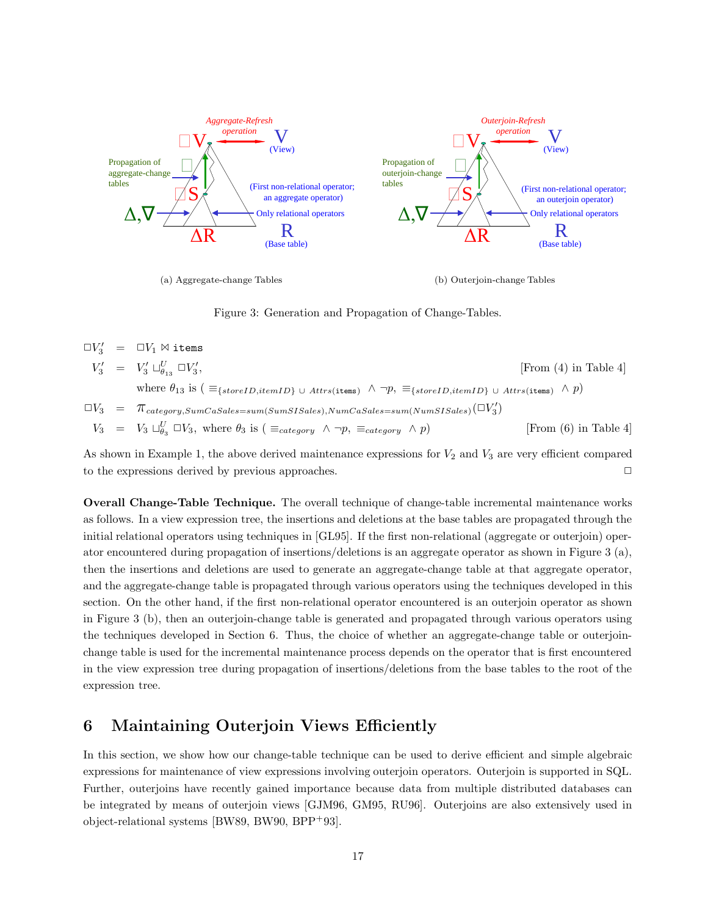(Aggregate-Refresh operation)

$\Box$V V (View)

Propagation of aggregate-change tables

$\Box$S (First non-relational operator; an aggregate operator)

$\Delta,\nabla$ Only relational operators

$\Delta$R R (Base table)

(a) Aggregate-change Tables

Outerjoin-Refresh operation

$\Box$V V (View)

Propagation of outerjoin-change tables

$\Box$S (First non-relational operator; an outerjoin operator)

$\Delta,\nabla$ Only relational operators

$\Delta$R R (Base table)

(b) Outerjoin-change Tables

Figure 3: Generation and Propagation of Change-Tables.

$$\Box V_3' = \Box V_1 \bowtie \texttt{items}$$

$$V_3' = V_3' \sqcup^U_{\theta_{13}} \Box V_3', \quad \text{[From (4) in Table 4]}$$

where $\theta_{13}$ is $( \equiv_{\{storeID,itemID\} \,\cup\, Attrs(\texttt{items})} \wedge \neg p,\ \equiv_{\{storeID,itemID\} \,\cup\, Attrs(\texttt{items})} \wedge p)$

$$\Box V_3 = \pi_{category, SumCaSales=sum(SumSISales), NumCaSales=sum(NumSISales)}(\Box V_3')$$

$$V_3 = V_3 \sqcup^U_{\theta_3} \Box V_3, \text{ where } \theta_3 \text{ is } ( \equiv_{category} \wedge \neg p,\ \equiv_{category} \wedge p) \quad \text{[From (6) in Table 4]}$$

As shown in Example 1, the above derived maintenance expressions for $V_2$ and $V_3$ are very efficient compared to the expressions derived by previous approaches. □

**Overall Change-Table Technique.** The overall technique of change-table incremental maintenance works as follows. In a view expression tree, the insertions and deletions at the base tables are propagated through the initial relational operators using techniques in [GL95]. If the first non-relational (aggregate or outerjoin) operator encountered during propagation of insertions/deletions is an aggregate operator as shown in Figure 3 (a), then the insertions and deletions are used to generate an aggregate-change table at that aggregate operator, and the aggregate-change table is propagated through various operators using the techniques developed in this section. On the other hand, if the first non-relational operator encountered is an outerjoin operator as shown in Figure 3 (b), then an outerjoin-change table is generated and propagated through various operators using the techniques developed in Section 6. Thus, the choice of whether an aggregate-change table or outerjoin-change table is used for the incremental maintenance process depends on the operator that is first encountered in the view expression tree during propagation of insertions/deletions from the base tables to the root of the expression tree.

## 6 Maintaining Outerjoin Views Efficiently

In this section, we show how our change-table technique can be used to derive efficient and simple algebraic expressions for maintenance of view expressions involving outerjoin operators. Outerjoin is supported in SQL. Further, outerjoins have recently gained importance because data from multiple distributed databases can be integrated by means of outerjoin views [GJM96, GM95, RU96]. Outerjoins are also extensively used in object-relational systems [BW89, BW90, BPP+93].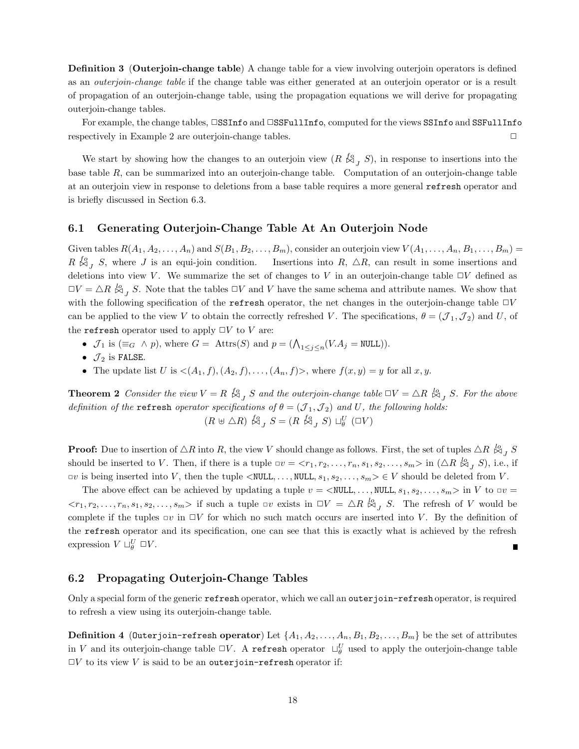**Definition 3** (**Outerjoin-change table**) A change table for a view involving outerjoin operators is defined as an *outerjoin-change table* if the change table was either generated at an outerjoin operator or is a result of propagation of an outerjoin-change table, using the propagation equations we will derive for propagating outerjoin-change tables.

For example, the change tables, □SSInfo and □SSFullInfo, computed for the views SSInfo and SSFullInfo respectively in Example 2 are outerjoin-change tables. □

We start by showing how the changes to an outerjoin view ($R \overset{fo}{\bowtie}_J S$), in response to insertions into the base table $R$, can be summarized into an outerjoin-change table. Computation of an outerjoin-change table at an outerjoin view in response to deletions from a base table requires a more general refresh operator and is briefly discussed in Section 6.3.

## 6.1 Generating Outerjoin-Change Table At An Outerjoin Node

Given tables $R(A_1, A_2, \ldots, A_n)$ and $S(B_1, B_2, \ldots, B_m)$, consider an outerjoin view $V(A_1, \ldots, A_n, B_1, \ldots, B_m) = R \overset{fo}{\bowtie}_J S$, where $J$ is an equi-join condition. Insertions into $R$, $\triangle R$, can result in some insertions and deletions into view $V$. We summarize the set of changes to $V$ in an outerjoin-change table $\Box V$ defined as $\Box V = \triangle R \overset{lo}{\bowtie}_J S$. Note that the tables $\Box V$ and $V$ have the same schema and attribute names. We show that with the following specification of the refresh operator, the net changes in the outerjoin-change table $\Box V$ can be applied to the view $V$ to obtain the correctly refreshed $V$. The specifications, $\theta = (\mathcal{J}_1, \mathcal{J}_2)$ and $U$, of the refresh operator used to apply $\Box V$ to $V$ are:

- $\mathcal{J}_1$ is $(\equiv_G \wedge p)$, where $G =$ Attrs$(S)$ and $p = (\bigwedge_{1 \leq j \leq n}(V.A_j = \texttt{NULL}))$.
- $\mathcal{J}_2$ is FALSE.
- The update list $U$ is $<(A_1, f), (A_2, f), \ldots, (A_n, f)>$, where $f(x, y) = y$ for all $x, y$.

**Theorem 2** *Consider the view $V = R \overset{fo}{\bowtie}_J S$ and the outerjoin-change table $\Box V = \triangle R \overset{lo}{\bowtie}_J S$. For the above definition of the* refresh *operator specifications of $\theta = (\mathcal{J}_1, \mathcal{J}_2)$ and $U$, the following holds:*

$$(R \uplus \triangle R) \overset{fo}{\bowtie}_J S = (R \overset{fo}{\bowtie}_J S) \sqcup_\theta^U (\Box V)$$

**Proof:** Due to insertion of $\triangle R$ into $R$, the view $V$ should change as follows. First, the set of tuples $\triangle R \overset{lo}{\bowtie}_J S$ should be inserted to $V$. Then, if there is a tuple $\Box v = <r_1, r_2, \ldots, r_n, s_1, s_2, \ldots, s_m>$ in $(\triangle R \overset{lo}{\bowtie}_J S)$, i.e., if $\Box v$ is being inserted into $V$, then the tuple $<\texttt{NULL}, \ldots, \texttt{NULL}, s_1, s_2, \ldots, s_m> \in V$ should be deleted from $V$.

The above effect can be achieved by updating a tuple $v = <\texttt{NULL}, \ldots, \texttt{NULL}, s_1, s_2, \ldots, s_m>$ in $V$ to $\Box v = <r_1, r_2, \ldots, r_n, s_1, s_2, \ldots, s_m>$ if such a tuple $\Box v$ exists in $\Box V = \triangle R \overset{lo}{\bowtie}_J S$. The refresh of $V$ would be complete if the tuples $\Box v$ in $\Box V$ for which no such match occurs are inserted into $V$. By the definition of the refresh operator and its specification, one can see that this is exactly what is achieved by the refresh expression $V \sqcup_\theta^U \Box V$. ■

## 6.2 Propagating Outerjoin-Change Tables

Only a special form of the generic refresh operator, which we call an outerjoin-refresh operator, is required to refresh a view using its outerjoin-change table.

**Definition 4** (Outerjoin-refresh **operator**) Let $\{A_1, A_2, \ldots, A_n, B_1, B_2, \ldots, B_m\}$ be the set of attributes in $V$ and its outerjoin-change table $\Box V$. A refresh operator $\sqcup_\theta^U$ used to apply the outerjoin-change table $\Box V$ to its view $V$ is said to be an outerjoin-refresh operator if: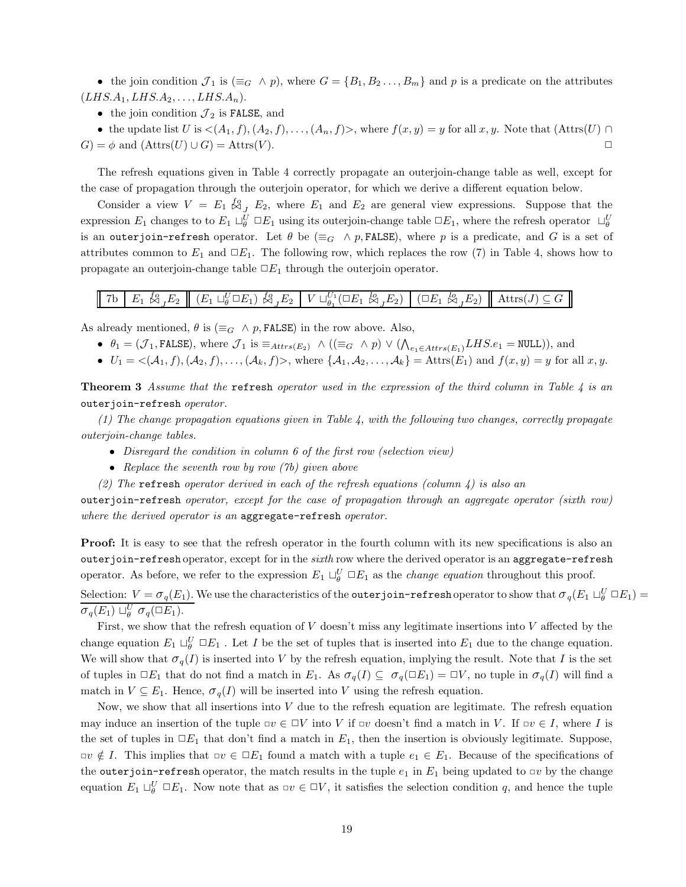- the join condition $\mathcal{J}_1$ is $(\equiv_G \ \wedge p)$, where $G = \{B_1, B_2 \ldots, B_m\}$ and $p$ is a predicate on the attributes $(LHS.A_1, LHS.A_2, \ldots, LHS.A_n)$.
- the join condition $\mathcal{J}_2$ is FALSE, and
- the update list $U$ is $<(A_1, f), (A_2, f), \ldots, (A_n, f)>$, where $f(x, y) = y$ for all $x, y$. Note that $(\text{Attrs}(U) \cap G) = \phi$ and $(\text{Attrs}(U) \cup G) = \text{Attrs}(V)$. $\square$

The refresh equations given in Table 4 correctly propagate an outerjoin-change table as well, except for the case of propagation through the outerjoin operator, for which we derive a different equation below.

Consider a view $V = E_1 \overset{fo}{\bowtie}_J E_2$, where $E_1$ and $E_2$ are general view expressions. Suppose that the expression $E_1$ changes to to $E_1 \sqcup^U_\theta \square E_1$ using its outerjoin-change table $\square E_1$, where the refresh operator $\sqcup^U_\theta$ is an outerjoin-refresh operator. Let $\theta$ be $(\equiv_G \ \wedge p, \texttt{FALSE})$, where $p$ is a predicate, and $G$ is a set of attributes common to $E_1$ and $\square E_1$. The following row, which replaces the row (7) in Table 4, shows how to propagate an outerjoin-change table $\square E_1$ through the outerjoin operator.

| | | | | | |
|---|---|---|---|---|---|
| 7b | $E_1 \overset{fo}{\bowtie}_J E_2$ | $(E_1 \sqcup^U_\theta \square E_1) \overset{fo}{\bowtie}_J E_2$ | $V \sqcup^{U_1}_{\theta_1} (\square E_1 \overset{lo}{\bowtie}_J E_2)$ | $(\square E_1 \overset{lo}{\bowtie}_J E_2)$ | $\text{Attrs}(J) \subseteq G$ |

As already mentioned, $\theta$ is $(\equiv_G \ \wedge p, \texttt{FALSE})$ in the row above. Also,

- $\theta_1 = (\mathcal{J}_1, \texttt{FALSE})$, where $\mathcal{J}_1$ is $\equiv_{Attrs(E_2)} \ \wedge ((\equiv_G \ \wedge p) \vee (\bigwedge_{e_1 \in Attrs(E_1)} LHS.e_1 = \texttt{NULL}))$, and
- $U_1 = <(\mathcal{A}_1, f), (\mathcal{A}_2, f), \ldots, (\mathcal{A}_k, f)>$, where $\{\mathcal{A}_1, \mathcal{A}_2, \ldots, \mathcal{A}_k\} = \text{Attrs}(E_1)$ and $f(x, y) = y$ for all $x, y$.

**Theorem 3** *Assume that the* refresh *operator used in the expression of the third column in Table 4 is an* outerjoin-refresh *operator.*

*(1) The change propagation equations given in Table 4, with the following two changes, correctly propagate outerjoin-change tables.*

- *Disregard the condition in column 6 of the first row (selection view)*
- *Replace the seventh row by row (7b) given above*

*(2) The* refresh *operator derived in each of the refresh equations (column 4) is also an* outerjoin-refresh *operator, except for the case of propagation through an aggregate operator (sixth row) where the derived operator is an* aggregate-refresh *operator.*

**Proof:** It is easy to see that the refresh operator in the fourth column with its new specifications is also an outerjoin-refresh operator, except for in the *sixth* row where the derived operator is an aggregate-refresh operator. As before, we refer to the expression $E_1 \sqcup^U_\theta \square E_1$ as the *change equation* throughout this proof.

Selection: $V = \sigma_q(E_1)$. We use the characteristics of the outerjoin-refresh operator to show that $\sigma_q(E_1 \sqcup^U_\theta \square E_1) = \sigma_q(E_1) \sqcup^U_\theta \sigma_q(\square E_1)$.

First, we show that the refresh equation of $V$ doesn't miss any legitimate insertions into $V$ affected by the change equation $E_1 \sqcup^U_\theta \square E_1$ . Let $I$ be the set of tuples that is inserted into $E_1$ due to the change equation. We will show that $\sigma_q(I)$ is inserted into $V$ by the refresh equation, implying the result. Note that $I$ is the set of tuples in $\square E_1$ that do not find a match in $E_1$. As $\sigma_q(I) \subseteq \sigma_q(\square E_1) = \square V$, no tuple in $\sigma_q(I)$ will find a match in $V \subseteq E_1$. Hence, $\sigma_q(I)$ will be inserted into $V$ using the refresh equation.

Now, we show that all insertions into $V$ due to the refresh equation are legitimate. The refresh equation may induce an insertion of the tuple $\square v \in \square V$ into $V$ if $\square v$ doesn't find a match in $V$. If $\square v \in I$, where $I$ is the set of tuples in $\square E_1$ that don't find a match in $E_1$, then the insertion is obviously legitimate. Suppose, $\square v \notin I$. This implies that $\square v \in \square E_1$ found a match with a tuple $e_1 \in E_1$. Because of the specifications of the outerjoin-refresh operator, the match results in the tuple $e_1$ in $E_1$ being updated to $\square v$ by the change equation $E_1 \sqcup^U_\theta \square E_1$. Now note that as $\square v \in \square V$, it satisfies the selection condition $q$, and hence the tuple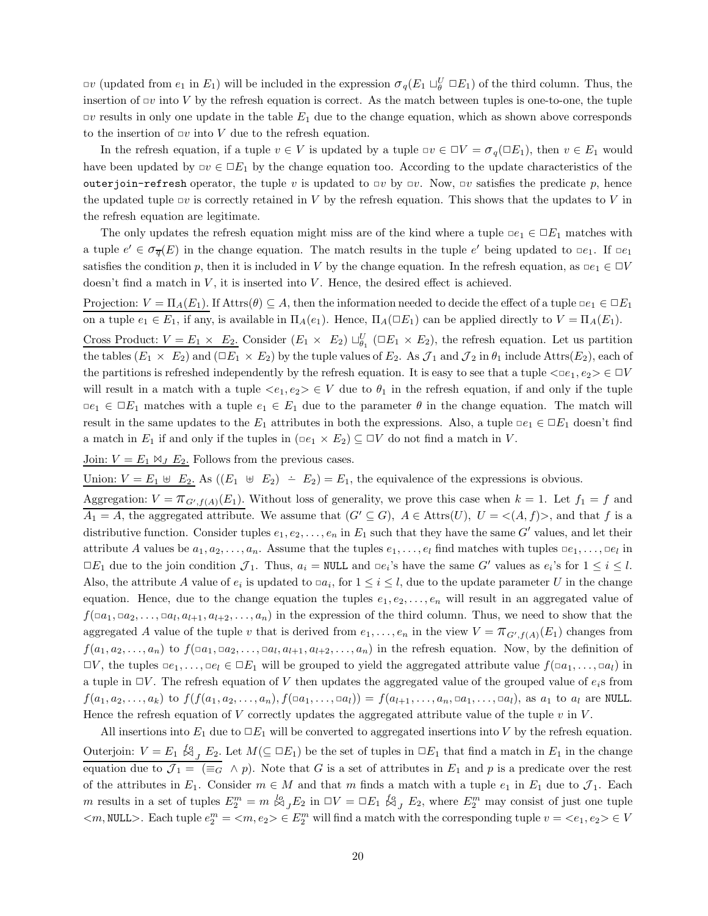$\boxminus v$ (updated from $e_1$ in $E_1$) will be included in the expression $\sigma_q(E_1 \sqcup_\theta^U \boxminus E_1)$ of the third column. Thus, the insertion of $\boxminus v$ into $V$ by the refresh equation is correct. As the match between tuples is one-to-one, the tuple $\boxminus v$ results in only one update in the table $E_1$ due to the change equation, which as shown above corresponds to the insertion of $\boxminus v$ into $V$ due to the refresh equation.

In the refresh equation, if a tuple $v \in V$ is updated by a tuple $\boxminus v \in \boxminus V = \sigma_q(\boxminus E_1)$, then $v \in E_1$ would have been updated by $\boxminus v \in \boxminus E_1$ by the change equation too. According to the update characteristics of the outerjoin-refresh operator, the tuple $v$ is updated to $\boxminus v$ by $\boxminus v$. Now, $\boxminus v$ satisfies the predicate $p$, hence the updated tuple $\boxminus v$ is correctly retained in $V$ by the refresh equation. This shows that the updates to $V$ in the refresh equation are legitimate.

The only updates the refresh equation might miss are of the kind where a tuple $\boxminus e_1 \in \boxminus E_1$ matches with a tuple $e' \in \sigma_{\overline{q}}(E)$ in the change equation. The match results in the tuple $e'$ being updated to $\boxminus e_1$. If $\boxminus e_1$ satisfies the condition $p$, then it is included in $V$ by the change equation. In the refresh equation, as $\boxminus e_1 \in \boxminus V$ doesn't find a match in $V$, it is inserted into $V$. Hence, the desired effect is achieved.

<u>Projection: $V = \Pi_A(E_1)$.</u> If Attrs$(\theta) \subseteq A$, then the information needed to decide the effect of a tuple $\boxminus e_1 \in \boxminus E_1$ on a tuple $e_1 \in E_1$, if any, is available in $\Pi_A(e_1)$. Hence, $\Pi_A(\boxminus E_1)$ can be applied directly to $V = \Pi_A(E_1)$.

<u>Cross Product: $V = E_1 \times E_2$.</u> Consider $(E_1 \times E_2) \sqcup_{\theta_1}^U (\boxminus E_1 \times E_2)$, the refresh equation. Let us partition the tables $(E_1 \times E_2)$ and $(\boxminus E_1 \times E_2)$ by the tuple values of $E_2$. As $\mathcal{J}_1$ and $\mathcal{J}_2$ in $\theta_1$ include Attrs$(E_2)$, each of the partitions is refreshed independently by the refresh equation. It is easy to see that a tuple $<\boxminus e_1, e_2> \in \boxminus V$ will result in a match with a tuple $<e_1, e_2> \in V$ due to $\theta_1$ in the refresh equation, if and only if the tuple $\boxminus e_1 \in \boxminus E_1$ matches with a tuple $e_1 \in E_1$ due to the parameter $\theta$ in the change equation. The match will result in the same updates to the $E_1$ attributes in both the expressions. Also, a tuple $\boxminus e_1 \in \boxminus E_1$ doesn't find a match in $E_1$ if and only if the tuples in $(\boxminus e_1 \times E_2) \subseteq \boxminus V$ do not find a match in $V$.

<u>Join: $V = E_1 \bowtie_J E_2$.</u> Follows from the previous cases.

<u>Union: $V = E_1 \uplus E_2$.</u> As $((E_1 \uplus E_2) \dot{-} E_2) = E_1$, the equivalence of the expressions is obvious.

<u>Aggregation: $V = \pi_{G', f(A)}(E_1)$.</u> Without loss of generality, we prove this case when $k = 1$. Let $f_1 = f$ and $A_1 = A$, the aggregated attribute. We assume that $(G' \subseteq G)$, $A \in$ Attrs$(U)$, $U = <(A, f)>$, and that $f$ is a distributive function. Consider tuples $e_1, e_2, \ldots, e_n$ in $E_1$ such that they have the same $G'$ values, and let their attribute $A$ values be $a_1, a_2, \ldots, a_n$. Assume that the tuples $e_1, \ldots, e_l$ find matches with tuples $\boxminus e_1, \ldots, \boxminus e_l$ in $\boxminus E_1$ due to the join condition $\mathcal{J}_1$. Thus, $a_i =$ NULL and $\boxminus e_i$'s have the same $G'$ values as $e_i$'s for $1 \leq i \leq l$. Also, the attribute $A$ value of $e_i$ is updated to $\boxminus a_i$, for $1 \leq i \leq l$, due to the update parameter $U$ in the change equation. Hence, due to the change equation the tuples $e_1, e_2, \ldots, e_n$ will result in an aggregated value of $f(\boxminus a_1, \boxminus a_2, \ldots, \boxminus a_l, a_{l+1}, a_{l+2}, \ldots, a_n)$ in the expression of the third column. Thus, we need to show that the aggregated $A$ value of the tuple $v$ that is derived from $e_1, \ldots, e_n$ in the view $V = \pi_{G', f(A)}(E_1)$ changes from $f(a_1, a_2, \ldots, a_n)$ to $f(\boxminus a_1, \boxminus a_2, \ldots, \boxminus a_l, a_{l+1}, a_{l+2}, \ldots, a_n)$ in the refresh equation. Now, by the definition of $\boxminus V$, the tuples $\boxminus e_1, \ldots, \boxminus e_l \in \boxminus E_1$ will be grouped to yield the aggregated attribute value $f(\boxminus a_1, \ldots, \boxminus a_l)$ in a tuple in $\boxminus V$. The refresh equation of $V$ then updates the aggregated value of the grouped value of $e_i$s from $f(a_1, a_2, \ldots, a_k)$ to $f(f(a_1, a_2, \ldots, a_n), f(\boxminus a_1, \ldots, \boxminus a_l)) = f(a_{l+1}, \ldots, a_n, \boxminus a_1, \ldots, \boxminus a_l)$, as $a_1$ to $a_l$ are NULL. Hence the refresh equation of $V$ correctly updates the aggregated attribute value of the tuple $v$ in $V$.

All insertions into $E_1$ due to $\boxminus E_1$ will be converted to aggregated insertions into $V$ by the refresh equation.

<u>Outerjoin: $V = E_1 \overset{fo}{\bowtie}_J E_2$.</u> Let $M (\subseteq \boxminus E_1)$ be the set of tuples in $\boxminus E_1$ that find a match in $E_1$ in the change equation due to $\mathcal{J}_1 = (\equiv_G \wedge p)$. Note that $G$ is a set of attributes in $E_1$ and $p$ is a predicate over the rest of the attributes in $E_1$. Consider $m \in M$ and that $m$ finds a match with a tuple $e_1$ in $E_1$ due to $\mathcal{J}_1$. Each $m$ results in a set of tuples $E_2^m = m \overset{lo}{\bowtie}_J E_2$ in $\boxminus V = \boxminus E_1 \overset{fo}{\bowtie}_J E_2$, where $E_2^m$ may consist of just one tuple $<m, \text{NULL}>$. Each tuple $e_2^m = <m, e_2> \in E_2^m$ will find a match with the corresponding tuple $v = <e_1, e_2> \in V$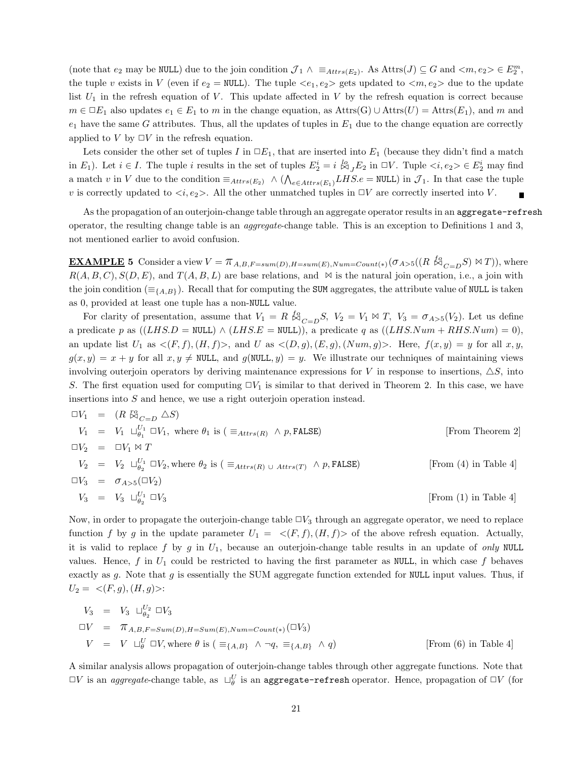(note that $e_2$ may be NULL) due to the join condition $\mathcal{J}_1 \wedge \equiv_{Attrs(E_2)}$. As $\text{Attrs}(J) \subseteq G$ and $<m, e_2> \in E_2^m$, the tuple $v$ exists in $V$ (even if $e_2 =$ NULL). The tuple $<e_1, e_2>$ gets updated to $<m, e_2>$ due to the update list $U_1$ in the refresh equation of $V$. This update affected in $V$ by the refresh equation is correct because $m \in \Box E_1$ also updates $e_1 \in E_1$ to $m$ in the change equation, as $\text{Attrs(G)} \cup \text{Attrs}(U) = \text{Attrs}(E_1)$, and $m$ and $e_1$ have the same $G$ attributes. Thus, all the updates of tuples in $E_1$ due to the change equation are correctly applied to $V$ by $\Box V$ in the refresh equation.

Lets consider the other set of tuples $I$ in $\Box E_1$, that are inserted into $E_1$ (because they didn't find a match in $E_1$). Let $i \in I$. The tuple $i$ results in the set of tuples $E_2^i = i \overset{lo}{\bowtie}_J E_2$ in $\Box V$. Tuple $<i, e_2> \in E_2^i$ may find a match $v$ in $V$ due to the condition $\equiv_{Attrs(E_2)} \wedge (\bigwedge_{e \in Attrs(E_1)} LHS.e = \texttt{NULL})$ in $\mathcal{J}_1$. In that case the tuple $v$ is correctly updated to $<i, e_2>$. All the other unmatched tuples in $\Box V$ are correctly inserted into $V$. ∎

As the propagation of an outerjoin-change table through an aggregate operator results in an aggregate-refresh operator, the resulting change table is an *aggregate*-change table. This is an exception to Definitions 1 and 3, not mentioned earlier to avoid confusion.

**EXAMPLE 5** Consider a view $V = \pi_{A,B,F=sum(D),H=sum(E),Num=Count(*)}(\sigma_{A>5}((R \overset{fo}{\bowtie}_{C=D} S) \bowtie T))$, where $R(A, B, C), S(D, E)$, and $T(A, B, L)$ are base relations, and $\bowtie$ is the natural join operation, i.e., a join with the join condition $(\equiv_{\{A,B\}})$. Recall that for computing the SUM aggregates, the attribute value of NULL is taken as 0, provided at least one tuple has a non-NULL value.

For clarity of presentation, assume that $V_1 = R \overset{fo}{\bowtie}_{C=D} S$, $V_2 = V_1 \bowtie T$, $V_3 = \sigma_{A>5}(V_2)$. Let us define a predicate $p$ as $((LHS.D = \texttt{NULL}) \wedge (LHS.E = \texttt{NULL}))$, a predicate $q$ as $((LHS.Num + RHS.Num) = 0)$, an update list $U_1$ as $<(F, f), (H, f)>$, and $U$ as $<(D, g), (E, g), (Num, g)>$. Here, $f(x, y) = y$ for all $x, y$, $g(x, y) = x + y$ for all $x, y \neq \texttt{NULL}$, and $g(\texttt{NULL}, y) = y$. We illustrate our techniques of maintaining views involving outerjoin operators by deriving maintenance expressions for $V$ in response to insertions, $\triangle S$, into $S$. The first equation used for computing $\Box V_1$ is similar to that derived in Theorem 2. In this case, we have insertions into $S$ and hence, we use a right outerjoin operation instead.

$$
\begin{aligned}
\Box V_1 &= (R \overset{ro}{\bowtie}_{C=D} \triangle S) \\
V_1 &= V_1 \sqcup_{\theta_1}^{U_1} \Box V_1, \text{ where } \theta_1 \text{ is } (\equiv_{Attrs(R)} \wedge p, \texttt{FALSE}) && \text{[From Theorem 2]} \\
\Box V_2 &= \Box V_1 \bowtie T \\
V_2 &= V_2 \sqcup_{\theta_2}^{U_1} \Box V_2, \text{where } \theta_2 \text{ is } (\equiv_{Attrs(R) \,\cup\, Attrs(T)} \wedge p, \texttt{FALSE}) && \text{[From (4) in Table 4]} \\
\Box V_3 &= \sigma_{A>5}(\Box V_2) \\
V_3 &= V_3 \sqcup_{\theta_2}^{U_1} \Box V_3 && \text{[From (1) in Table 4]}
\end{aligned}
$$

Now, in order to propagate the outerjoin-change table $\Box V_3$ through an aggregate operator, we need to replace function $f$ by $g$ in the update parameter $U_1 = <(F, f), (H, f)>$ of the above refresh equation. Actually, it is valid to replace $f$ by $g$ in $U_1$, because an outerjoin-change table results in an update of *only* NULL values. Hence, $f$ in $U_1$ could be restricted to having the first parameter as NULL, in which case $f$ behaves exactly as $g$. Note that $g$ is essentially the SUM aggregate function extended for NULL input values. Thus, if $U_2 = <(F, g), (H, g)>$:

$$
\begin{aligned}
V_3 &= V_3 \sqcup_{\theta_2}^{U_2} \Box V_3 \\
\Box V &= \pi_{A,B,F=Sum(D),H=Sum(E),Num=Count(*)}(\Box V_3) \\
V &= V \sqcup_{\theta}^{U} \Box V, \text{where } \theta \text{ is } (\equiv_{\{A,B\}} \wedge \neg q, \equiv_{\{A,B\}} \wedge q) && \text{[From (6) in Table 4]}
\end{aligned}
$$

A similar analysis allows propagation of outerjoin-change tables through other aggregate functions. Note that $\Box V$ is an *aggregate*-change table, as $\sqcup_{\theta}^{U}$ is an aggregate-refresh operator. Hence, propagation of $\Box V$ (for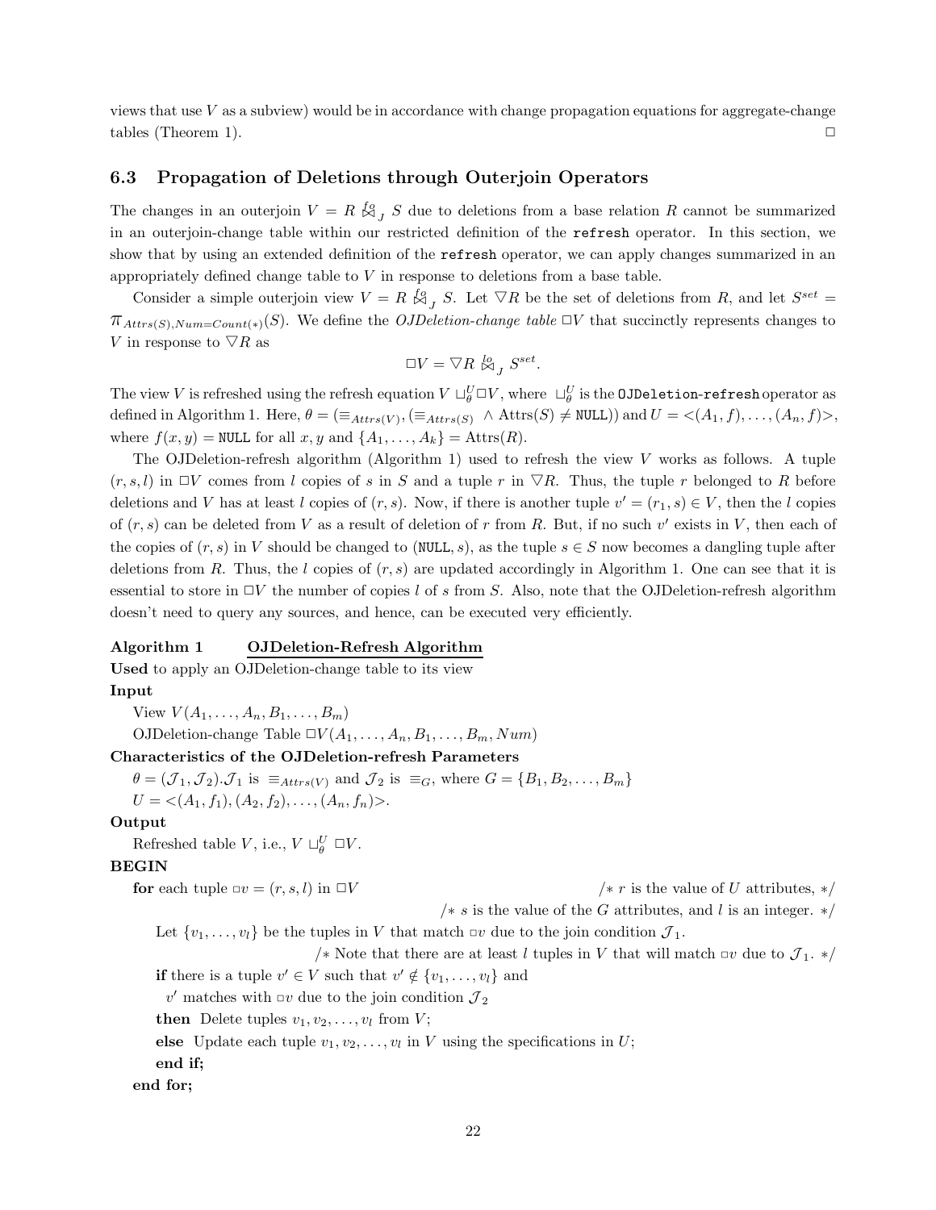views that use $V$ as a subview) would be in accordance with change propagation equations for aggregate-change tables (Theorem 1). □

### 6.3 Propagation of Deletions through Outerjoin Operators

The changes in an outerjoin $V = R \overset{fo}{\bowtie}_J S$ due to deletions from a base relation $R$ cannot be summarized in an outerjoin-change table within our restricted definition of the `refresh` operator. In this section, we show that by using an extended definition of the `refresh` operator, we can apply changes summarized in an appropriately defined change table to $V$ in response to deletions from a base table.

Consider a simple outerjoin view $V = R \overset{fo}{\bowtie}_J S$. Let $\bigtriangledown R$ be the set of deletions from $R$, and let $S^{set} = \pi_{Attrs(S), Num=Count(*)}(S)$. We define the *OJDeletion-change table* $\Box V$ that succinctly represents changes to $V$ in response to $\bigtriangledown R$ as

$$\Box V = \bigtriangledown R \overset{lo}{\bowtie}_J S^{set}.$$

The view $V$ is refreshed using the refresh equation $V \sqcup^U_\theta \Box V$, where $\sqcup^U_\theta$ is the `OJDeletion-refresh` operator as defined in Algorithm 1. Here, $\theta = (\equiv_{Attrs(V)}, (\equiv_{Attrs(S)} \wedge \text{Attrs}(S) \neq \texttt{NULL}))$ and $U = <(A_1, f), \ldots, (A_n, f)>$, where $f(x, y) = \texttt{NULL}$ for all $x, y$ and $\{A_1, \ldots, A_k\} = \text{Attrs}(R)$.

The OJDeletion-refresh algorithm (Algorithm 1) used to refresh the view $V$ works as follows. A tuple $(r, s, l)$ in $\Box V$ comes from $l$ copies of $s$ in $S$ and a tuple $r$ in $\bigtriangledown R$. Thus, the tuple $r$ belonged to $R$ before deletions and $V$ has at least $l$ copies of $(r, s)$. Now, if there is another tuple $v' = (r_1, s) \in V$, then the $l$ copies of $(r, s)$ can be deleted from $V$ as a result of deletion of $r$ from $R$. But, if no such $v'$ exists in $V$, then each of the copies of $(r, s)$ in $V$ should be changed to $(\texttt{NULL}, s)$, as the tuple $s \in S$ now becomes a dangling tuple after deletions from $R$. Thus, the $l$ copies of $(r, s)$ are updated accordingly in Algorithm 1. One can see that it is essential to store in $\Box V$ the number of copies $l$ of $s$ from $S$. Also, note that the OJDeletion-refresh algorithm doesn't need to query any sources, and hence, can be executed very efficiently.

**Algorithm 1** **OJDeletion-Refresh Algorithm**

**Used** to apply an OJDeletion-change table to its view

**Input**

View $V(A_1, \ldots, A_n, B_1, \ldots, B_m)$

OJDeletion-change Table $\Box V(A_1, \ldots, A_n, B_1, \ldots, B_m, Num)$

**Characteristics of the OJDeletion-refresh Parameters**

$\theta = (\mathcal{J}_1, \mathcal{J}_2)$.$\mathcal{J}_1$ is $\equiv_{Attrs(V)}$ and $\mathcal{J}_2$ is $\equiv_G$, where $G = \{B_1, B_2, \ldots, B_m\}$

$U = <(A_1, f_1), (A_2, f_2), \ldots, (A_n, f_n)>$.

**Output**

Refreshed table $V$, i.e., $V \sqcup^U_\theta \Box V$.

**BEGIN**

```
for each tuple □v = (r, s, l) in □V                    /* r is the value of U attributes, */
                              /* s is the value of the G attributes, and l is an integer. */
    Let {v_1, ..., v_l} be the tuples in V that match □v due to the join condition J_1.
                  /* Note that there are at least l tuples in V that will match □v due to J_1. */
    if there is a tuple v' ∈ V such that v' ∉ {v_1, ..., v_l} and
      v' matches with □v due to the join condition J_2
    then  Delete tuples v_1, v_2, ..., v_l from V;
    else  Update each tuple v_1, v_2, ..., v_l in V using the specifications in U;
    end if;
end for;
```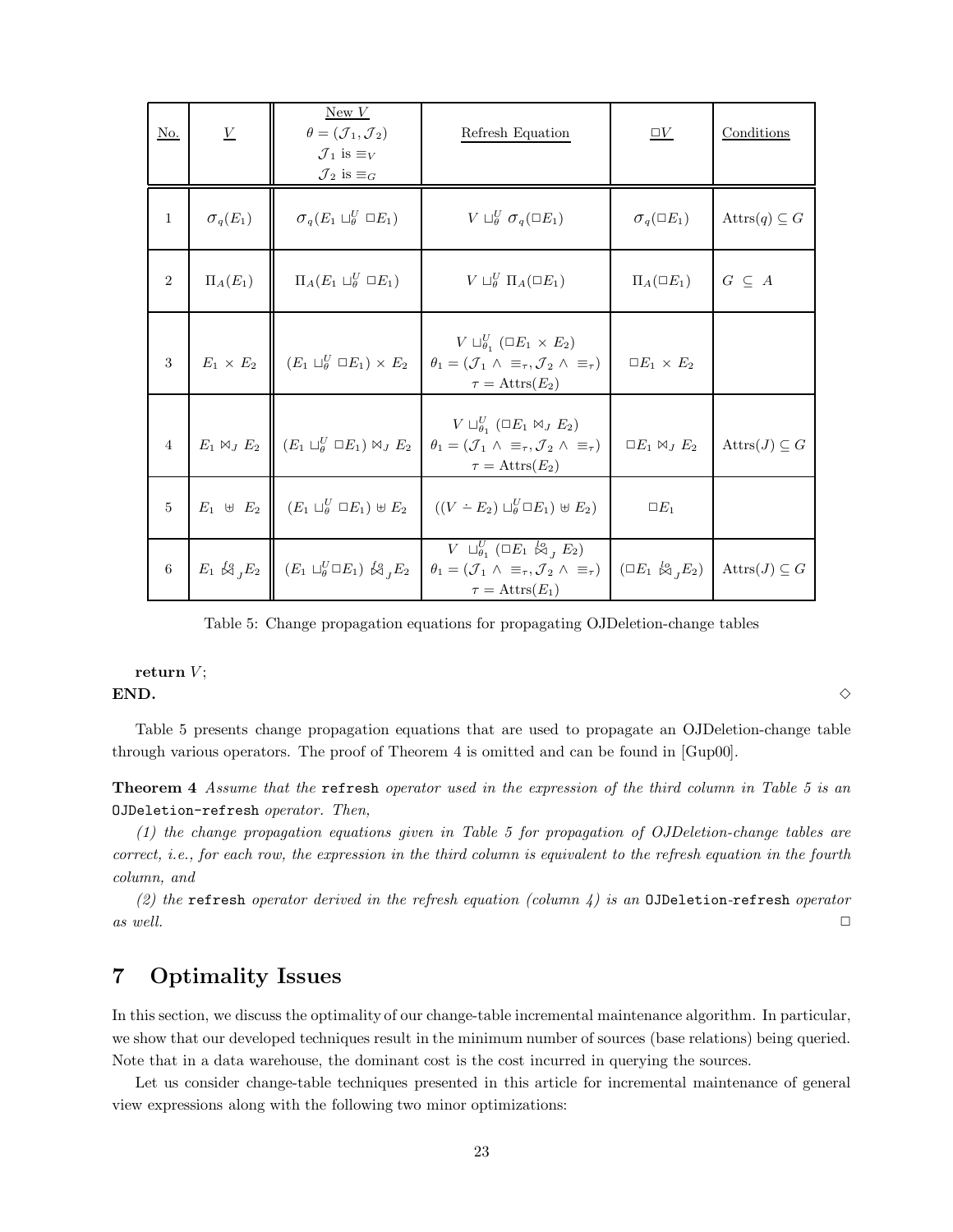| No. | $V$ | New $V$ $\theta = (\mathcal{J}_1, \mathcal{J}_2)$ $\mathcal{J}_1$ is $\equiv_V$ $\mathcal{J}_2$ is $\equiv_G$ | Refresh Equation | $\Box V$ | Conditions |
|---|---|---|---|---|---|
| 1 | $\sigma_q(E_1)$ | $\sigma_q(E_1 \sqcup^U_\theta \Box E_1)$ | $V \sqcup^U_\theta \sigma_q(\Box E_1)$ | $\sigma_q(\Box E_1)$ | $\text{Attrs}(q) \subseteq G$ |
| 2 | $\Pi_A(E_1)$ | $\Pi_A(E_1 \sqcup^U_\theta \Box E_1)$ | $V \sqcup^U_\theta \Pi_A(\Box E_1)$ | $\Pi_A(\Box E_1)$ | $G \subseteq A$ |
| 3 | $E_1 \times E_2$ | $(E_1 \sqcup^U_\theta \Box E_1) \times E_2$ | $V \sqcup^U_{\theta_1} (\Box E_1 \times E_2)$ $\theta_1 = (\mathcal{J}_1 \wedge \equiv_\tau, \mathcal{J}_2 \wedge \equiv_\tau)$ $\tau = \text{Attrs}(E_2)$ | $\Box E_1 \times E_2$ | |
| 4 | $E_1 \bowtie_J E_2$ | $(E_1 \sqcup^U_\theta \Box E_1) \bowtie_J E_2$ | $V \sqcup^U_{\theta_1} (\Box E_1 \bowtie_J E_2)$ $\theta_1 = (\mathcal{J}_1 \wedge \equiv_\tau, \mathcal{J}_2 \wedge \equiv_\tau)$ $\tau = \text{Attrs}(E_2)$ | $\Box E_1 \bowtie_J E_2$ | $\text{Attrs}(J) \subseteq G$ |
| 5 | $E_1 \uplus E_2$ | $(E_1 \sqcup^U_\theta \Box E_1) \uplus E_2$ | $((V \dot{-} E_2) \sqcup^U_\theta \Box E_1) \uplus E_2)$ | $\Box E_1$ | |
| 6 | $E_1 \overset{fo}{\bowtie}_J E_2$ | $(E_1 \sqcup^U_\theta \Box E_1) \overset{fo}{\bowtie}_J E_2$ | $V \sqcup^U_{\theta_1} (\Box E_1 \overset{lo}{\bowtie}_J E_2)$ $\theta_1 = (\mathcal{J}_1 \wedge \equiv_\tau, \mathcal{J}_2 \wedge \equiv_\tau)$ $\tau = \text{Attrs}(E_1)$ | $(\Box E_1 \overset{lo}{\bowtie}_J E_2)$ | $\text{Attrs}(J) \subseteq G$ |

Table 5: Change propagation equations for propagating OJDeletion-change tables

**return** $V$;
**END.** ◇

Table 5 presents change propagation equations that are used to propagate an OJDeletion-change table through various operators. The proof of Theorem 4 is omitted and can be found in [Gup00].

**Theorem 4** *Assume that the* `refresh` *operator used in the expression of the third column in Table 5 is an* `OJDeletion-refresh` *operator. Then,*

*(1) the change propagation equations given in Table 5 for propagation of OJDeletion-change tables are correct, i.e., for each row, the expression in the third column is equivalent to the refresh equation in the fourth column, and*

*(2) the* `refresh` *operator derived in the refresh equation (column 4) is an* `OJDeletion-refresh` *operator as well.* □

# 7 Optimality Issues

In this section, we discuss the optimality of our change-table incremental maintenance algorithm. In particular, we show that our developed techniques result in the minimum number of sources (base relations) being queried. Note that in a data warehouse, the dominant cost is the cost incurred in querying the sources.

Let us consider change-table techniques presented in this article for incremental maintenance of general view expressions along with the following two minor optimizations: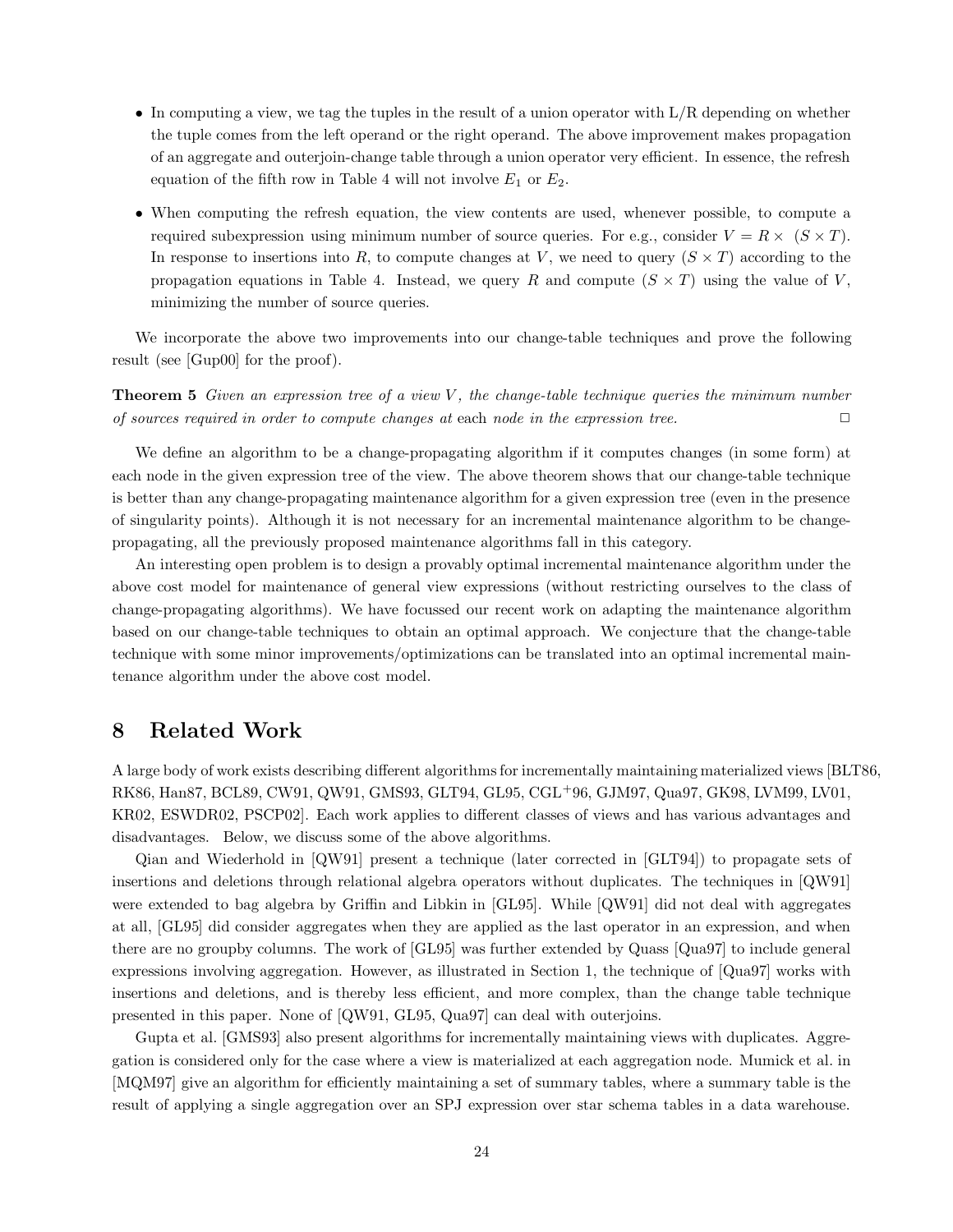- In computing a view, we tag the tuples in the result of a union operator with L/R depending on whether the tuple comes from the left operand or the right operand. The above improvement makes propagation of an aggregate and outerjoin-change table through a union operator very efficient. In essence, the refresh equation of the fifth row in Table 4 will not involve $E_1$ or $E_2$.
- When computing the refresh equation, the view contents are used, whenever possible, to compute a required subexpression using minimum number of source queries. For e.g., consider $V = R \times (S \times T)$. In response to insertions into $R$, to compute changes at $V$, we need to query $(S \times T)$ according to the propagation equations in Table 4. Instead, we query $R$ and compute $(S \times T)$ using the value of $V$, minimizing the number of source queries.

We incorporate the above two improvements into our change-table techniques and prove the following result (see [Gup00] for the proof).

**Theorem 5** *Given an expression tree of a view $V$, the change-table technique queries the minimum number of sources required in order to compute changes at* each *node in the expression tree.* □

We define an algorithm to be a change-propagating algorithm if it computes changes (in some form) at each node in the given expression tree of the view. The above theorem shows that our change-table technique is better than any change-propagating maintenance algorithm for a given expression tree (even in the presence of singularity points). Although it is not necessary for an incremental maintenance algorithm to be change-propagating, all the previously proposed maintenance algorithms fall in this category.

An interesting open problem is to design a provably optimal incremental maintenance algorithm under the above cost model for maintenance of general view expressions (without restricting ourselves to the class of change-propagating algorithms). We have focussed our recent work on adapting the maintenance algorithm based on our change-table techniques to obtain an optimal approach. We conjecture that the change-table technique with some minor improvements/optimizations can be translated into an optimal incremental maintenance algorithm under the above cost model.

# 8 Related Work

A large body of work exists describing different algorithms for incrementally maintaining materialized views [BLT86, RK86, Han87, BCL89, CW91, QW91, GMS93, GLT94, GL95, CGL+96, GJM97, Qua97, GK98, LVM99, LV01, KR02, ESWDR02, PSCP02]. Each work applies to different classes of views and has various advantages and disadvantages. Below, we discuss some of the above algorithms.

Qian and Wiederhold in [QW91] present a technique (later corrected in [GLT94]) to propagate sets of insertions and deletions through relational algebra operators without duplicates. The techniques in [QW91] were extended to bag algebra by Griffin and Libkin in [GL95]. While [QW91] did not deal with aggregates at all, [GL95] did consider aggregates when they are applied as the last operator in an expression, and when there are no groupby columns. The work of [GL95] was further extended by Quass [Qua97] to include general expressions involving aggregation. However, as illustrated in Section 1, the technique of [Qua97] works with insertions and deletions, and is thereby less efficient, and more complex, than the change table technique presented in this paper. None of [QW91, GL95, Qua97] can deal with outerjoins.

Gupta et al. [GMS93] also present algorithms for incrementally maintaining views with duplicates. Aggregation is considered only for the case where a view is materialized at each aggregation node. Mumick et al. in [MQM97] give an algorithm for efficiently maintaining a set of summary tables, where a summary table is the result of applying a single aggregation over an SPJ expression over star schema tables in a data warehouse.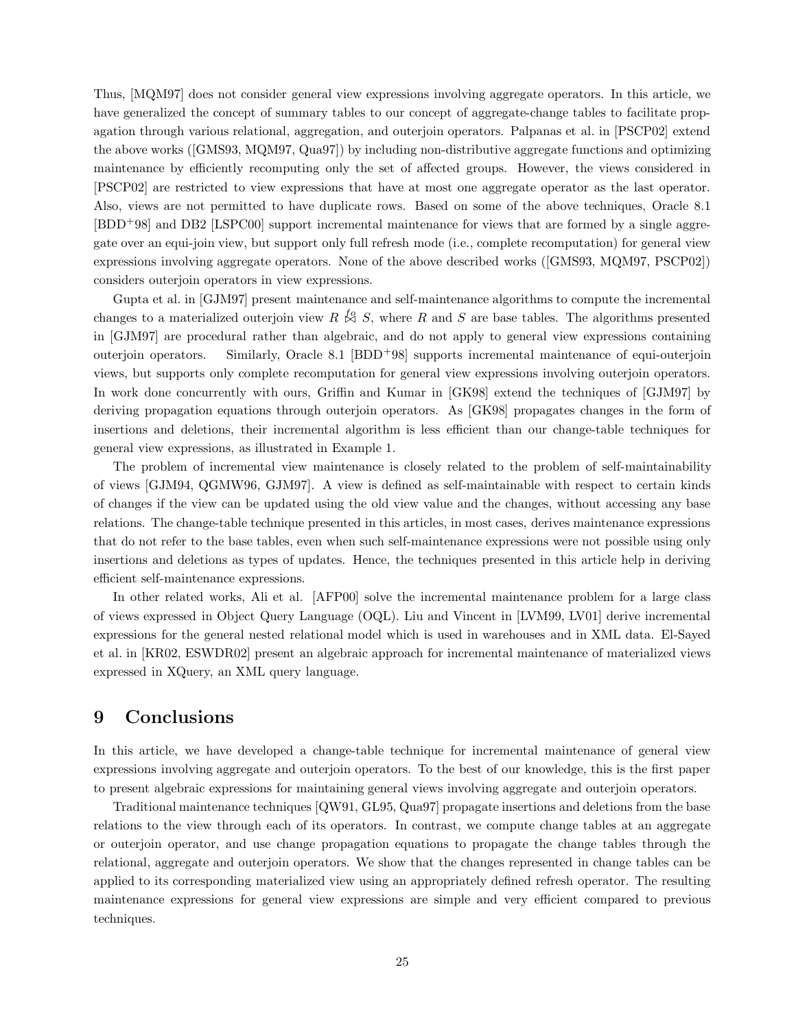Thus, [MQM97] does not consider general view expressions involving aggregate operators. In this article, we have generalized the concept of summary tables to our concept of aggregate-change tables to facilitate propagation through various relational, aggregation, and outerjoin operators. Palpanas et al. in [PSCP02] extend the above works ([GMS93, MQM97, Qua97]) by including non-distributive aggregate functions and optimizing maintenance by efficiently recomputing only the set of affected groups. However, the views considered in [PSCP02] are restricted to view expressions that have at most one aggregate operator as the last operator. Also, views are not permitted to have duplicate rows. Based on some of the above techniques, Oracle 8.1 [BDD+98] and DB2 [LSPC00] support incremental maintenance for views that are formed by a single aggregate over an equi-join view, but support only full refresh mode (i.e., complete recomputation) for general view expressions involving aggregate operators. None of the above described works ([GMS93, MQM97, PSCP02]) considers outerjoin operators in view expressions.

Gupta et al. in [GJM97] present maintenance and self-maintenance algorithms to compute the incremental changes to a materialized outerjoin view $R \overset{fo}{\bowtie} S$, where $R$ and $S$ are base tables. The algorithms presented in [GJM97] are procedural rather than algebraic, and do not apply to general view expressions containing outerjoin operators. Similarly, Oracle 8.1 [BDD+98] supports incremental maintenance of equi-outerjoin views, but supports only complete recomputation for general view expressions involving outerjoin operators. In work done concurrently with ours, Griffin and Kumar in [GK98] extend the techniques of [GJM97] by deriving propagation equations through outerjoin operators. As [GK98] propagates changes in the form of insertions and deletions, their incremental algorithm is less efficient than our change-table techniques for general view expressions, as illustrated in Example 1.

The problem of incremental view maintenance is closely related to the problem of self-maintainability of views [GJM94, QGMW96, GJM97]. A view is defined as self-maintainable with respect to certain kinds of changes if the view can be updated using the old view value and the changes, without accessing any base relations. The change-table technique presented in this articles, in most cases, derives maintenance expressions that do not refer to the base tables, even when such self-maintenance expressions were not possible using only insertions and deletions as types of updates. Hence, the techniques presented in this article help in deriving efficient self-maintenance expressions.

In other related works, Ali et al. [AFP00] solve the incremental maintenance problem for a large class of views expressed in Object Query Language (OQL). Liu and Vincent in [LVM99, LV01] derive incremental expressions for the general nested relational model which is used in warehouses and in XML data. El-Sayed et al. in [KR02, ESWDR02] present an algebraic approach for incremental maintenance of materialized views expressed in XQuery, an XML query language.

# 9 Conclusions

In this article, we have developed a change-table technique for incremental maintenance of general view expressions involving aggregate and outerjoin operators. To the best of our knowledge, this is the first paper to present algebraic expressions for maintaining general views involving aggregate and outerjoin operators.

Traditional maintenance techniques [QW91, GL95, Qua97] propagate insertions and deletions from the base relations to the view through each of its operators. In contrast, we compute change tables at an aggregate or outerjoin operator, and use change propagation equations to propagate the change tables through the relational, aggregate and outerjoin operators. We show that the changes represented in change tables can be applied to its corresponding materialized view using an appropriately defined refresh operator. The resulting maintenance expressions for general view expressions are simple and very efficient compared to previous techniques.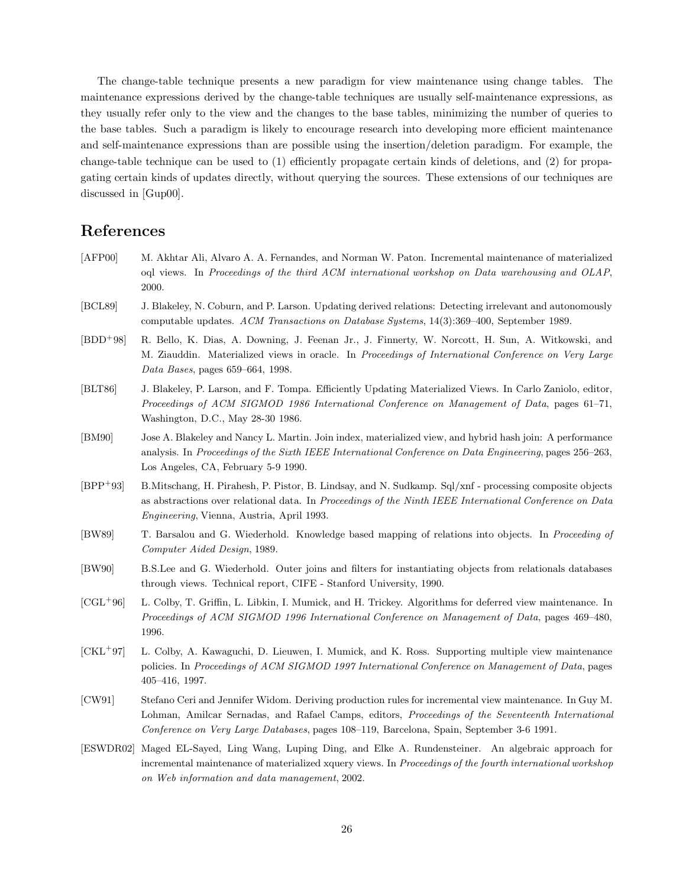The change-table technique presents a new paradigm for view maintenance using change tables. The maintenance expressions derived by the change-table techniques are usually self-maintenance expressions, as they usually refer only to the view and the changes to the base tables, minimizing the number of queries to the base tables. Such a paradigm is likely to encourage research into developing more efficient maintenance and self-maintenance expressions than are possible using the insertion/deletion paradigm. For example, the change-table technique can be used to (1) efficiently propagate certain kinds of deletions, and (2) for propagating certain kinds of updates directly, without querying the sources. These extensions of our techniques are discussed in [Gup00].

# References

[AFP00] M. Akhtar Ali, Alvaro A. A. Fernandes, and Norman W. Paton. Incremental maintenance of materialized oql views. In *Proceedings of the third ACM international workshop on Data warehousing and OLAP*, 2000.

[BCL89] J. Blakeley, N. Coburn, and P. Larson. Updating derived relations: Detecting irrelevant and autonomously computable updates. *ACM Transactions on Database Systems*, 14(3):369–400, September 1989.

[BDD+98] R. Bello, K. Dias, A. Downing, J. Feenan Jr., J. Finnerty, W. Norcott, H. Sun, A. Witkowski, and M. Ziauddin. Materialized views in oracle. In *Proceedings of International Conference on Very Large Data Bases*, pages 659–664, 1998.

[BLT86] J. Blakeley, P. Larson, and F. Tompa. Efficiently Updating Materialized Views. In Carlo Zaniolo, editor, *Proceedings of ACM SIGMOD 1986 International Conference on Management of Data*, pages 61–71, Washington, D.C., May 28-30 1986.

[BM90] Jose A. Blakeley and Nancy L. Martin. Join index, materialized view, and hybrid hash join: A performance analysis. In *Proceedings of the Sixth IEEE International Conference on Data Engineering*, pages 256–263, Los Angeles, CA, February 5-9 1990.

[BPP+93] B.Mitschang, H. Pirahesh, P. Pistor, B. Lindsay, and N. Sudkamp. Sql/xnf - processing composite objects as abstractions over relational data. In *Proceedings of the Ninth IEEE International Conference on Data Engineering*, Vienna, Austria, April 1993.

[BW89] T. Barsalou and G. Wiederhold. Knowledge based mapping of relations into objects. In *Proceeding of Computer Aided Design*, 1989.

[BW90] B.S.Lee and G. Wiederhold. Outer joins and filters for instantiating objects from relationals databases through views. Technical report, CIFE - Stanford University, 1990.

[CGL+96] L. Colby, T. Griffin, L. Libkin, I. Mumick, and H. Trickey. Algorithms for deferred view maintenance. In *Proceedings of ACM SIGMOD 1996 International Conference on Management of Data*, pages 469–480, 1996.

[CKL+97] L. Colby, A. Kawaguchi, D. Lieuwen, I. Mumick, and K. Ross. Supporting multiple view maintenance policies. In *Proceedings of ACM SIGMOD 1997 International Conference on Management of Data*, pages 405–416, 1997.

[CW91] Stefano Ceri and Jennifer Widom. Deriving production rules for incremental view maintenance. In Guy M. Lohman, Amilcar Sernadas, and Rafael Camps, editors, *Proceedings of the Seventeenth International Conference on Very Large Databases*, pages 108–119, Barcelona, Spain, September 3-6 1991.

[ESWDR02] Maged EL-Sayed, Ling Wang, Luping Ding, and Elke A. Rundensteiner. An algebraic approach for incremental maintenance of materialized xquery views. In *Proceedings of the fourth international workshop on Web information and data management*, 2002.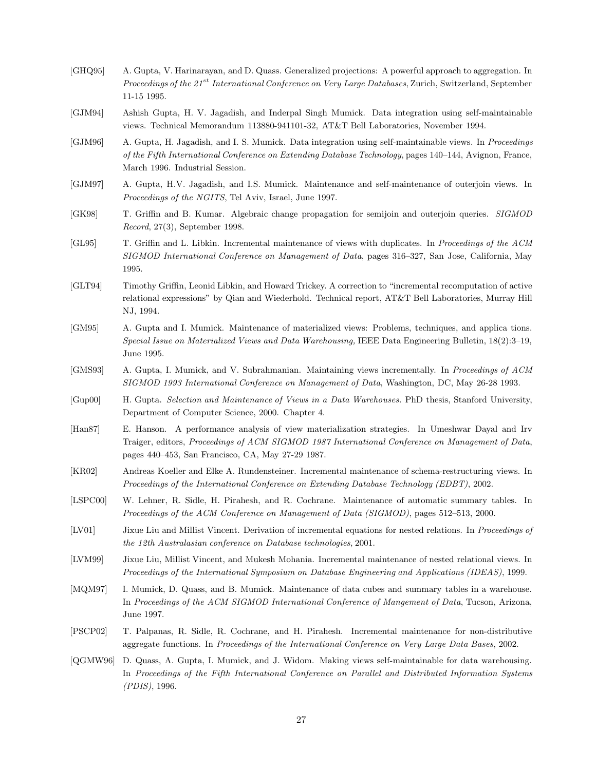[GHQ95] A. Gupta, V. Harinarayan, and D. Quass. Generalized projections: A powerful approach to aggregation. In *Proceedings of the 21$^{st}$ International Conference on Very Large Databases*, Zurich, Switzerland, September 11-15 1995.

[GJM94] Ashish Gupta, H. V. Jagadish, and Inderpal Singh Mumick. Data integration using self-maintainable views. Technical Memorandum 113880-941101-32, AT&T Bell Laboratories, November 1994.

[GJM96] A. Gupta, H. Jagadish, and I. S. Mumick. Data integration using self-maintainable views. In *Proceedings of the Fifth International Conference on Extending Database Technology*, pages 140–144, Avignon, France, March 1996. Industrial Session.

[GJM97] A. Gupta, H.V. Jagadish, and I.S. Mumick. Maintenance and self-maintenance of outerjoin views. In *Proceedings of the NGITS*, Tel Aviv, Israel, June 1997.

[GK98] T. Griffin and B. Kumar. Algebraic change propagation for semijoin and outerjoin queries. *SIGMOD Record*, 27(3), September 1998.

[GL95] T. Griffin and L. Libkin. Incremental maintenance of views with duplicates. In *Proceedings of the ACM SIGMOD International Conference on Management of Data*, pages 316–327, San Jose, California, May 1995.

[GLT94] Timothy Griffin, Leonid Libkin, and Howard Trickey. A correction to "incremental recomputation of active relational expressions" by Qian and Wiederhold. Technical report, AT&T Bell Laboratories, Murray Hill NJ, 1994.

[GM95] A. Gupta and I. Mumick. Maintenance of materialized views: Problems, techniques, and applica tions. *Special Issue on Materialized Views and Data Warehousing,* IEEE Data Engineering Bulletin, 18(2):3–19, June 1995.

[GMS93] A. Gupta, I. Mumick, and V. Subrahmanian. Maintaining views incrementally. In *Proceedings of ACM SIGMOD 1993 International Conference on Management of Data*, Washington, DC, May 26-28 1993.

[Gup00] H. Gupta. *Selection and Maintenance of Views in a Data Warehouses.* PhD thesis, Stanford University, Department of Computer Science, 2000. Chapter 4.

[Han87] E. Hanson. A performance analysis of view materialization strategies. In Umeshwar Dayal and Irv Traiger, editors, *Proceedings of ACM SIGMOD 1987 International Conference on Management of Data*, pages 440–453, San Francisco, CA, May 27-29 1987.

[KR02] Andreas Koeller and Elke A. Rundensteiner. Incremental maintenance of schema-restructuring views. In *Proceedings of the International Conference on Extending Database Technology (EDBT)*, 2002.

[LSPC00] W. Lehner, R. Sidle, H. Pirahesh, and R. Cochrane. Maintenance of automatic summary tables. In *Proceedings of the ACM Conference on Management of Data (SIGMOD)*, pages 512–513, 2000.

[LV01] Jixue Liu and Millist Vincent. Derivation of incremental equations for nested relations. In *Proceedings of the 12th Australasian conference on Database technologies*, 2001.

[LVM99] Jixue Liu, Millist Vincent, and Mukesh Mohania. Incremental maintenance of nested relational views. In *Proceedings of the International Symposium on Database Engineering and Applications (IDEAS)*, 1999.

[MQM97] I. Mumick, D. Quass, and B. Mumick. Maintenance of data cubes and summary tables in a warehouse. In *Proceedings of the ACM SIGMOD International Conference of Mangement of Data*, Tucson, Arizona, June 1997.

[PSCP02] T. Palpanas, R. Sidle, R. Cochrane, and H. Pirahesh. Incremental maintenance for non-distributive aggregate functions. In *Proceedings of the International Conference on Very Large Data Bases*, 2002.

[QGMW96] D. Quass, A. Gupta, I. Mumick, and J. Widom. Making views self-maintainable for data warehousing. In *Proceedings of the Fifth International Conference on Parallel and Distributed Information Systems (PDIS)*, 1996.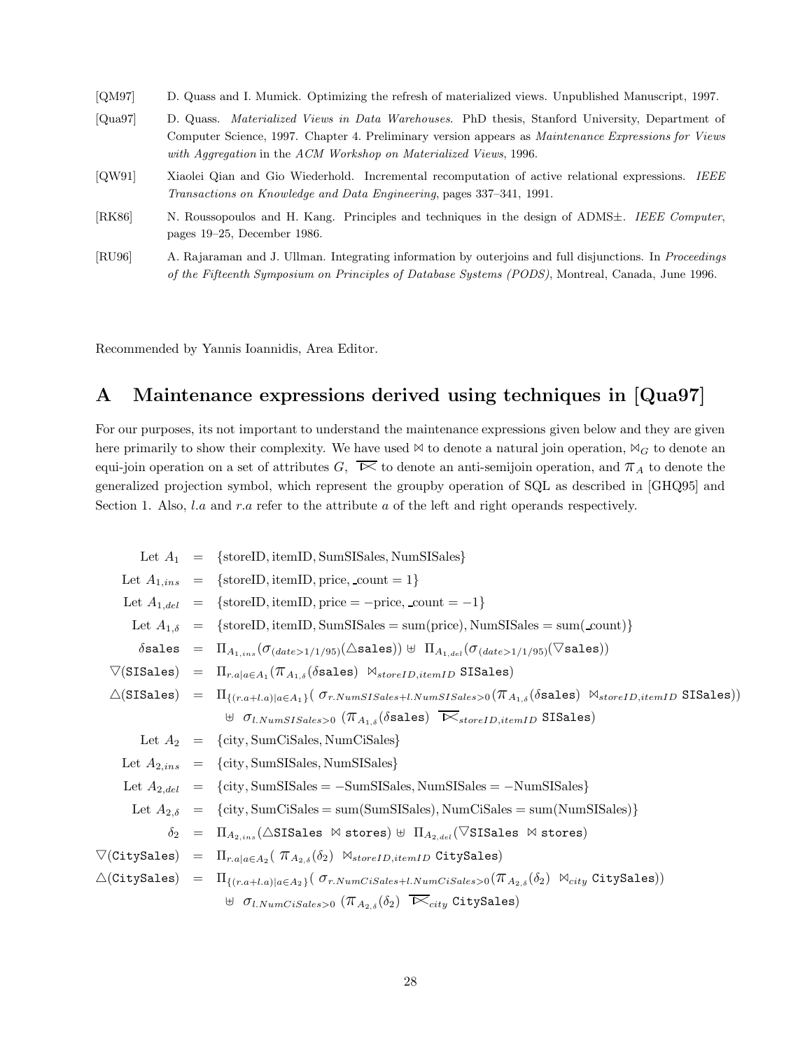[QM97] D. Quass and I. Mumick. Optimizing the refresh of materialized views. Unpublished Manuscript, 1997.

[Qua97] D. Quass. *Materialized Views in Data Warehouses*. PhD thesis, Stanford University, Department of Computer Science, 1997. Chapter 4. Preliminary version appears as *Maintenance Expressions for Views with Aggregation* in the *ACM Workshop on Materialized Views*, 1996.

[QW91] Xiaolei Qian and Gio Wiederhold. Incremental recomputation of active relational expressions. *IEEE Transactions on Knowledge and Data Engineering*, pages 337–341, 1991.

[RK86] N. Roussopoulos and H. Kang. Principles and techniques in the design of ADMS±. *IEEE Computer*, pages 19–25, December 1986.

[RU96] A. Rajaraman and J. Ullman. Integrating information by outerjoins and full disjunctions. In *Proceedings of the Fifteenth Symposium on Principles of Database Systems (PODS)*, Montreal, Canada, June 1996.

Recommended by Yannis Ioannidis, Area Editor.

# A Maintenance expressions derived using techniques in [Qua97]

For our purposes, its not important to understand the maintenance expressions given below and they are given here primarily to show their complexity. We have used $\bowtie$ to denote a natural join operation, $\bowtie_G$ to denote an equi-join operation on a set of attributes $G$, $\overline{\ltimes}$ to denote an anti-semijoin operation, and $\pi_A$ to denote the generalized projection symbol, which represent the groupby operation of SQL as described in [GHQ95] and Section 1. Also, $l.a$ and $r.a$ refer to the attribute $a$ of the left and right operands respectively.

$$
\begin{aligned}
\text{Let } A_1 &= \{\text{storeID}, \text{itemID}, \text{SumSISales}, \text{NumSISales}\} \\
\text{Let } A_{1,ins} &= \{\text{storeID}, \text{itemID}, \text{price}, \_\text{count} = 1\} \\
\text{Let } A_{1,del} &= \{\text{storeID}, \text{itemID}, \text{price} = -\text{price}, \_\text{count} = -1\} \\
\text{Let } A_{1,\delta} &= \{\text{storeID}, \text{itemID}, \text{SumSISales} = \text{sum(price)}, \text{NumSISales} = \text{sum(\_count)}\} \\
\delta\texttt{sales} &= \Pi_{A_{1,ins}}(\sigma_{(date>1/1/95)}(\triangle\texttt{sales})) \uplus \Pi_{A_{1,del}}(\sigma_{(date>1/1/95)}(\triangledown\texttt{sales})) \\
\triangledown(\texttt{SISales}) &= \Pi_{r.a|a\in A_1}(\pi_{A_{1,\delta}}(\delta\texttt{sales}) \bowtie_{storeID,itemID} \texttt{SISales}) \\
\triangle(\texttt{SISales}) &= \Pi_{\{(r.a+l.a)|a\in A_1\}}(\sigma_{r.NumSISales+l.NumSISales>0}(\pi_{A_{1,\delta}}(\delta\texttt{sales}) \bowtie_{storeID,itemID} \texttt{SISales})) \\
&\quad \uplus \sigma_{l.NumSISales>0}(\pi_{A_{1,\delta}}(\delta\texttt{sales}) \overline{\ltimes}_{storeID,itemID} \texttt{SISales}) \\
\text{Let } A_2 &= \{\text{city}, \text{SumCiSales}, \text{NumCiSales}\} \\
\text{Let } A_{2,ins} &= \{\text{city}, \text{SumSISales}, \text{NumSISales}\} \\
\text{Let } A_{2,del} &= \{\text{city}, \text{SumSISales} = -\text{SumSISales}, \text{NumSISales} = -\text{NumSISales}\} \\
\text{Let } A_{2,\delta} &= \{\text{city}, \text{SumCiSales} = \text{sum(SumSISales)}, \text{NumCiSales} = \text{sum(NumSISales)}\} \\
\delta_2 &= \Pi_{A_{2,ins}}(\triangle\texttt{SISales} \bowtie \texttt{stores}) \uplus \Pi_{A_{2,del}}(\triangledown\texttt{SISales} \bowtie \texttt{stores}) \\
\triangledown(\texttt{CitySales}) &= \Pi_{r.a|a\in A_2}(\pi_{A_{2,\delta}}(\delta_2) \bowtie_{storeID,itemID} \texttt{CitySales}) \\
\triangle(\texttt{CitySales}) &= \Pi_{\{(r.a+l.a)|a\in A_2\}}(\sigma_{r.NumCiSales+l.NumCiSales>0}(\pi_{A_{2,\delta}}(\delta_2) \bowtie_{city} \texttt{CitySales})) \\
&\quad \uplus \sigma_{l.NumCiSales>0}(\pi_{A_{2,\delta}}(\delta_2) \overline{\ltimes}_{city} \texttt{CitySales})
\end{aligned}
$$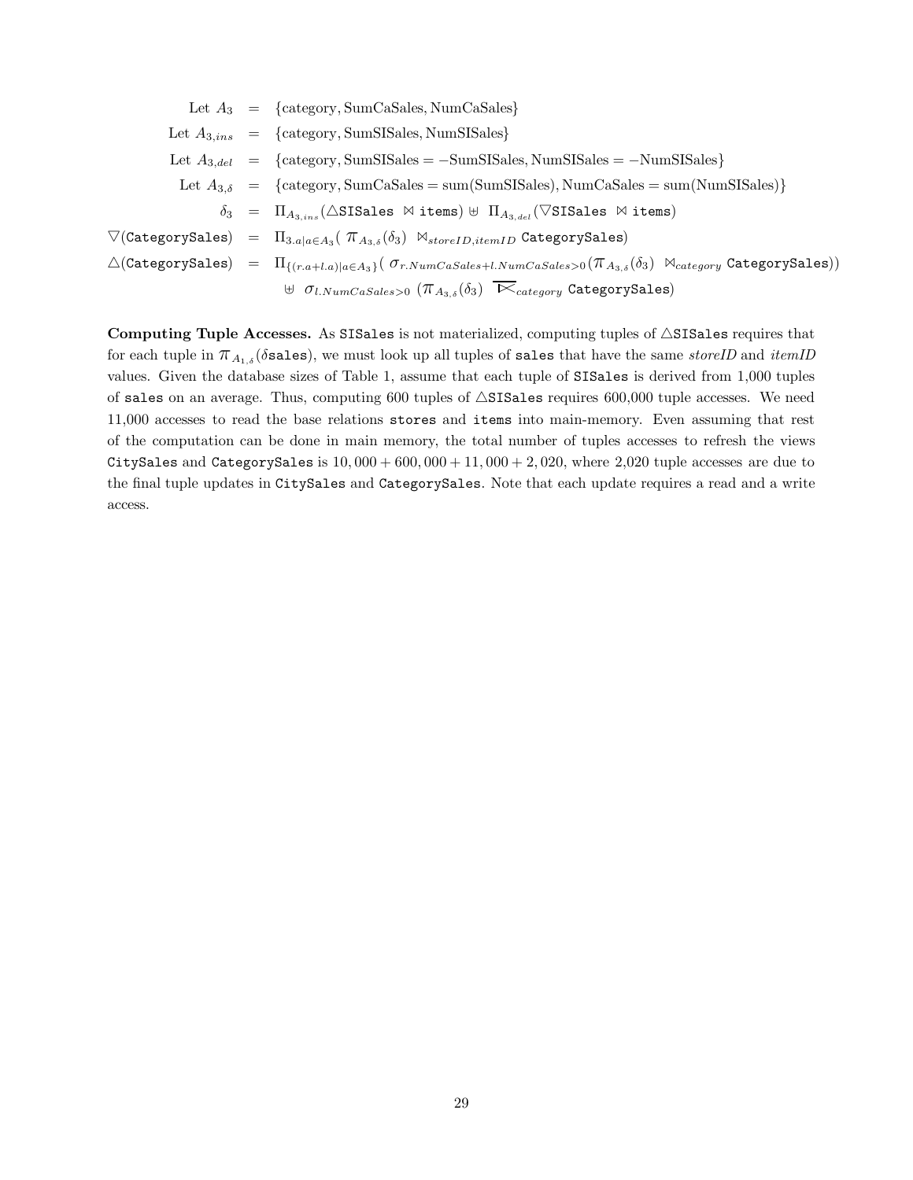$$
\begin{aligned}
\text{Let } A_3 &= \{\text{category}, \text{SumCaSales}, \text{NumCaSales}\} \\
\text{Let } A_{3,ins} &= \{\text{category}, \text{SumSISales}, \text{NumSISales}\} \\
\text{Let } A_{3,del} &= \{\text{category}, \text{SumSISales} = -\text{SumSISales}, \text{NumSISales} = -\text{NumSISales}\} \\
\text{Let } A_{3,\delta} &= \{\text{category}, \text{SumCaSales} = \text{sum(SumSISales)}, \text{NumCaSales} = \text{sum(NumSISales)}\} \\
\delta_3 &= \Pi_{A_{3,ins}}(\triangle\texttt{SISales} \bowtie \texttt{items}) \uplus \Pi_{A_{3,del}}(\triangledown\texttt{SISales} \bowtie \texttt{items}) \\
\triangledown(\texttt{CategorySales}) &= \Pi_{3.a|a \in A_3}(\pi_{A_{3,\delta}}(\delta_3) \bowtie_{storeID,itemID} \texttt{CategorySales}) \\
\triangle(\texttt{CategorySales}) &= \Pi_{\{(r.a+l.a)|a \in A_3\}}(\sigma_{r.NumCaSales+l.NumCaSales>0}(\pi_{A_{3,\delta}}(\delta_3) \bowtie_{category} \texttt{CategorySales})) \\
&\quad \uplus \; \sigma_{l.NumCaSales>0} \; (\pi_{A_{3,\delta}}(\delta_3) \; \overline{\ltimes}_{category} \; \texttt{CategorySales})
\end{aligned}
$$

**Computing Tuple Accesses.** As SISales is not materialized, computing tuples of $\triangle$SISales requires that for each tuple in $\pi_{A_{1,\delta}}(\delta\texttt{sales})$, we must look up all tuples of sales that have the same *storeID* and *itemID* values. Given the database sizes of Table 1, assume that each tuple of SISales is derived from 1,000 tuples of sales on an average. Thus, computing 600 tuples of $\triangle$SISales requires 600,000 tuple accesses. We need 11,000 accesses to read the base relations stores and items into main-memory. Even assuming that rest of the computation can be done in main memory, the total number of tuples accesses to refresh the views CitySales and CategorySales is $10,000 + 600,000 + 11,000 + 2,020$, where 2,020 tuple accesses are due to the final tuple updates in CitySales and CategorySales. Note that each update requires a read and a write access.